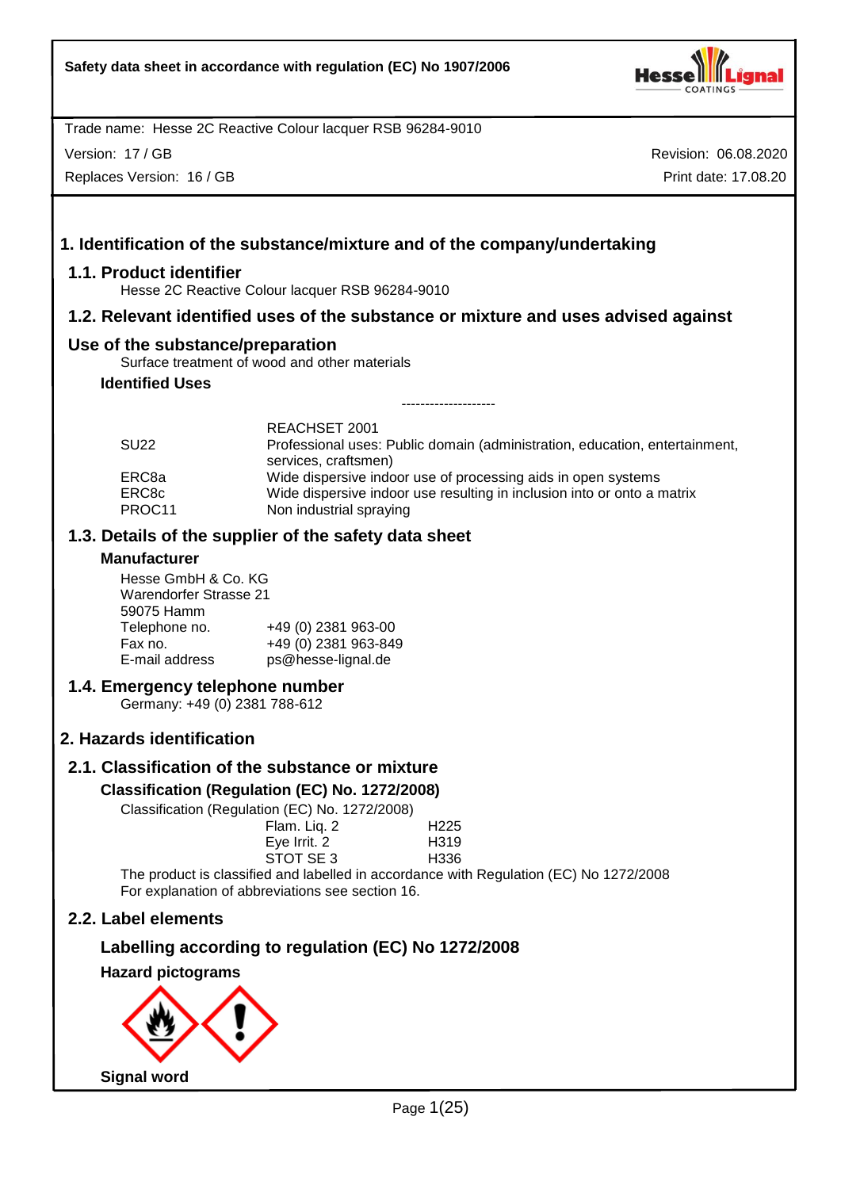**Safety data sheet in accordance with regulation (EC) No 1907/2006**

Trade name: Hesse 2C Reactive Colour lacquer RSB 96284-9010

Version: 17 / GB  
Replaces Version: 16 / GB

Revision: 06.08.2020  
Print date: 17.08.20

# 1. Identification of the substance/mixture and of the company/undertaking

## 1.1. Product identifier

Hesse 2C Reactive Colour lacquer RSB 96284-9010

## 1.2. Relevant identified uses of the substance or mixture and uses advised against

## Use of the substance/preparation

Surface treatment of wood and other materials

### Identified Uses

--------------------

| | REACHSET 2001 |
|---|---|
| SU22 | Professional uses: Public domain (administration, education, entertainment, services, craftsmen) |
| ERC8a | Wide dispersive indoor use of processing aids in open systems |
| ERC8c | Wide dispersive indoor use resulting in inclusion into or onto a matrix |
| PROC11 | Non industrial spraying |

## 1.3. Details of the supplier of the safety data sheet

### Manufacturer

Hesse GmbH & Co. KG  
Warendorfer Strasse 21  
59075 Hamm

| | |
|---|---|
| Telephone no. | +49 (0) 2381 963-00 |
| Fax no. | +49 (0) 2381 963-849 |
| E-mail address | ps@hesse-lignal.de |

## 1.4. Emergency telephone number

Germany: +49 (0) 2381 788-612

# 2. Hazards identification

## 2.1. Classification of the substance or mixture

### Classification (Regulation (EC) No. 1272/2008)

Classification (Regulation (EC) No. 1272/2008)

| | |
|---|---|
| Flam. Liq. 2 | H225 |
| Eye Irrit. 2 | H319 |
| STOT SE 3 | H336 |

The product is classified and labelled in accordance with Regulation (EC) No 1272/2008  
For explanation of abbreviations see section 16.

## 2.2. Label elements

### Labelling according to regulation (EC) No 1272/2008

### Hazard pictograms

### Signal word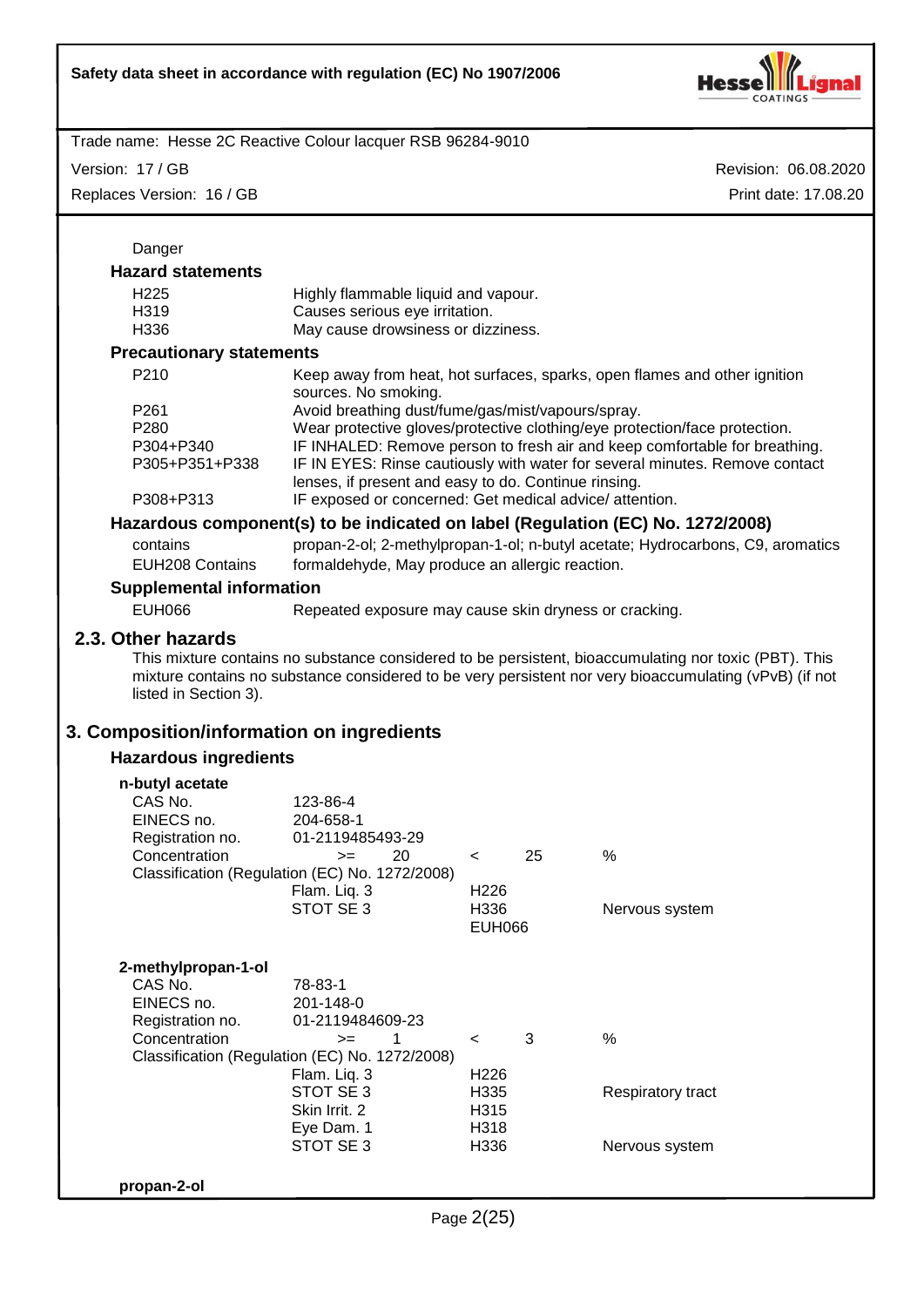Danger

### Hazard statements

| | |
|---|---|
| H225 | Highly flammable liquid and vapour. |
| H319 | Causes serious eye irritation. |
| H336 | May cause drowsiness or dizziness. |

### Precautionary statements

| | |
|---|---|
| P210 | Keep away from heat, hot surfaces, sparks, open flames and other ignition sources. No smoking. |
| P261 | Avoid breathing dust/fume/gas/mist/vapours/spray. |
| P280 | Wear protective gloves/protective clothing/eye protection/face protection. |
| P304+P340 | IF INHALED: Remove person to fresh air and keep comfortable for breathing. |
| P305+P351+P338 | IF IN EYES: Rinse cautiously with water for several minutes. Remove contact lenses, if present and easy to do. Continue rinsing. |
| P308+P313 | IF exposed or concerned: Get medical advice/ attention. |

### Hazardous component(s) to be indicated on label (Regulation (EC) No. 1272/2008)

| | |
|---|---|
| contains | propan-2-ol; 2-methylpropan-1-ol; n-butyl acetate; Hydrocarbons, C9, aromatics |
| EUH208 Contains | formaldehyde, May produce an allergic reaction. |

### Supplemental information

| | |
|---|---|
| EUH066 | Repeated exposure may cause skin dryness or cracking. |

## 2.3. Other hazards

This mixture contains no substance considered to be persistent, bioaccumulating nor toxic (PBT). This mixture contains no substance considered to be very persistent nor very bioaccumulating (vPvB) (if not listed in Section 3).

# 3. Composition/information on ingredients

### Hazardous ingredients

**n-butyl acetate**

| | | | | |
|---|---|---|---|---|
| CAS No. | 123-86-4 | | | |
| EINECS no. | 204-658-1 | | | |
| Registration no. | 01-2119485493-29 | | | |
| Concentration | >= 20 | < | 25 | % |

Classification (Regulation (EC) No. 1272/2008)

| | | |
|---|---|---|
| Flam. Liq. 3 | H226 | |
| STOT SE 3 | H336 | Nervous system |
| | EUH066 | |

**2-methylpropan-1-ol**

| | | | | |
|---|---|---|---|---|
| CAS No. | 78-83-1 | | | |
| EINECS no. | 201-148-0 | | | |
| Registration no. | 01-2119484609-23 | | | |
| Concentration | >= 1 | < | 3 | % |

Classification (Regulation (EC) No. 1272/2008)

| | | |
|---|---|---|
| Flam. Liq. 3 | H226 | |
| STOT SE 3 | H335 | Respiratory tract |
| Skin Irrit. 2 | H315 | |
| Eye Dam. 1 | H318 | |
| STOT SE 3 | H336 | Nervous system |

**propan-2-ol**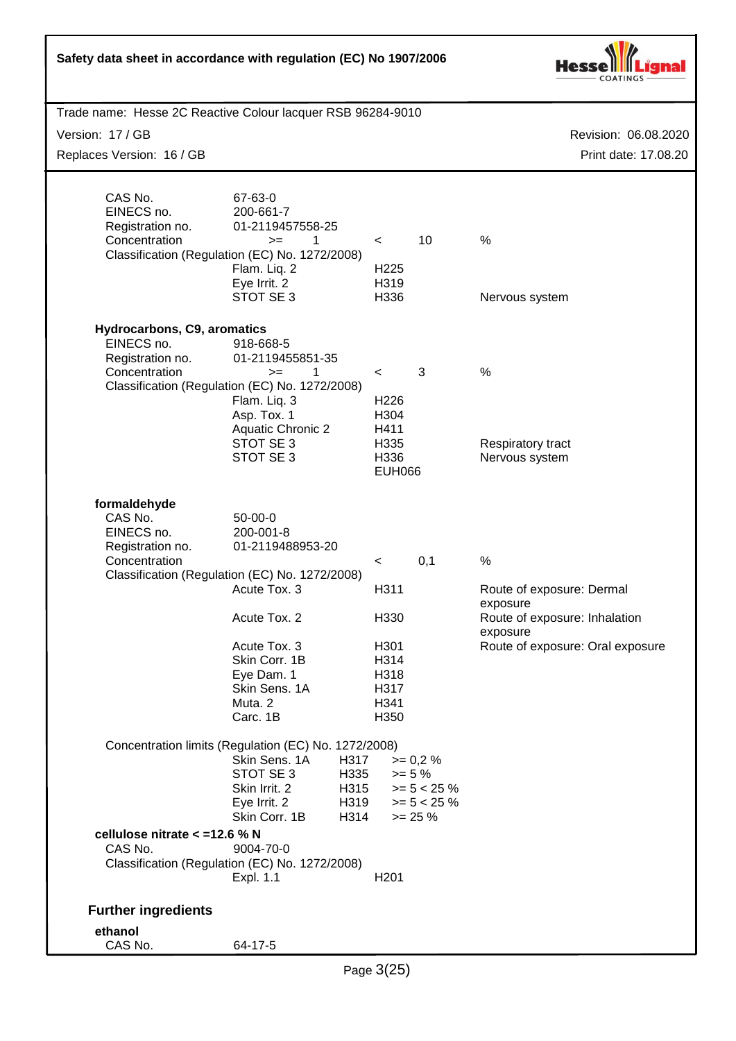| | | | | |
|---|---|---|---|---|
| CAS No. | 67-63-0 | | | |
| EINECS no. | 200-661-7 | | | |
| Registration no. | 01-2119457558-25 | | | |
| Concentration | >= 1 | < | 10 | % |

Classification (Regulation (EC) No. 1272/2008)

| | | |
|---|---|---|
| Flam. Liq. 2 | H225 | |
| Eye Irrit. 2 | H319 | |
| STOT SE 3 | H336 | Nervous system |

**Hydrocarbons, C9, aromatics**

| | | | | |
|---|---|---|---|---|
| EINECS no. | 918-668-5 | | | |
| Registration no. | 01-2119455851-35 | | | |
| Concentration | >= 1 | < | 3 | % |

Classification (Regulation (EC) No. 1272/2008)

| | | |
|---|---|---|
| Flam. Liq. 3 | H226 | |
| Asp. Tox. 1 | H304 | |
| Aquatic Chronic 2 | H411 | |
| STOT SE 3 | H335 | Respiratory tract |
| STOT SE 3 | H336 | Nervous system |
| | EUH066 | |

**formaldehyde**

| | | | | |
|---|---|---|---|---|
| CAS No. | 50-00-0 | | | |
| EINECS no. | 200-001-8 | | | |
| Registration no. | 01-2119488953-20 | | | |
| Concentration | | < | 0,1 | % |

Classification (Regulation (EC) No. 1272/2008)

| | | |
|---|---|---|
| Acute Tox. 3 | H311 | Route of exposure: Dermal exposure |
| Acute Tox. 2 | H330 | Route of exposure: Inhalation exposure |
| Acute Tox. 3 | H301 | Route of exposure: Oral exposure |
| Skin Corr. 1B | H314 | |
| Eye Dam. 1 | H318 | |
| Skin Sens. 1A | H317 | |
| Muta. 2 | H341 | |
| Carc. 1B | H350 | |

Concentration limits (Regulation (EC) No. 1272/2008)

| | | |
|---|---|---|
| Skin Sens. 1A | H317 | >= 0,2 % |
| STOT SE 3 | H335 | >= 5 % |
| Skin Irrit. 2 | H315 | >= 5 < 25 % |
| Eye Irrit. 2 | H319 | >= 5 < 25 % |
| Skin Corr. 1B | H314 | >= 25 % |

**cellulose nitrate < =12.6 % N**

CAS No. 9004-70-0

Classification (Regulation (EC) No. 1272/2008)

| | |
|---|---|
| Expl. 1.1 | H201 |

## Further ingredients

**ethanol**

CAS No. 64-17-5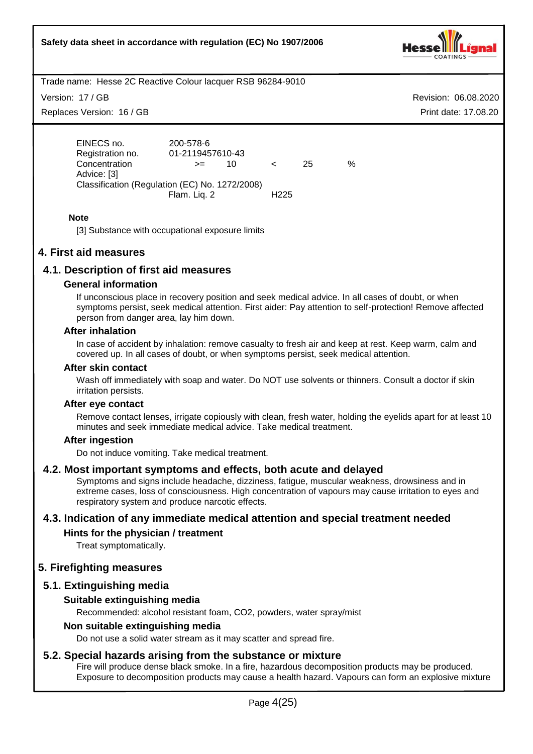| | |
|---|---|
| EINECS no. | 200-578-6 |
| Registration no. | 01-2119457610-43 |
| Concentration | >= 10 < 25 % |
| Advice: [3] | |
| Classification (Regulation (EC) No. 1272/2008) | |
| Flam. Liq. 2 | H225 |

**Note**

[3] Substance with occupational exposure limits

# 4. First aid measures

## 4.1. Description of first aid measures

### General information

If unconscious place in recovery position and seek medical advice. In all cases of doubt, or when symptoms persist, seek medical attention. First aider: Pay attention to self-protection! Remove affected person from danger area, lay him down.

### After inhalation

In case of accident by inhalation: remove casualty to fresh air and keep at rest. Keep warm, calm and covered up. In all cases of doubt, or when symptoms persist, seek medical attention.

### After skin contact

Wash off immediately with soap and water. Do NOT use solvents or thinners. Consult a doctor if skin irritation persists.

### After eye contact

Remove contact lenses, irrigate copiously with clean, fresh water, holding the eyelids apart for at least 10 minutes and seek immediate medical advice. Take medical treatment.

### After ingestion

Do not induce vomiting. Take medical treatment.

## 4.2. Most important symptoms and effects, both acute and delayed

Symptoms and signs include headache, dizziness, fatigue, muscular weakness, drowsiness and in extreme cases, loss of consciousness. High concentration of vapours may cause irritation to eyes and respiratory system and produce narcotic effects.

## 4.3. Indication of any immediate medical attention and special treatment needed

### Hints for the physician / treatment

Treat symptomatically.

# 5. Firefighting measures

## 5.1. Extinguishing media

### Suitable extinguishing media

Recommended: alcohol resistant foam, $CO_2$, powders, water spray/mist

### Non suitable extinguishing media

Do not use a solid water stream as it may scatter and spread fire.

## 5.2. Special hazards arising from the substance or mixture

Fire will produce dense black smoke. In a fire, hazardous decomposition products may be produced. Exposure to decomposition products may cause a health hazard. Vapours can form an explosive mixture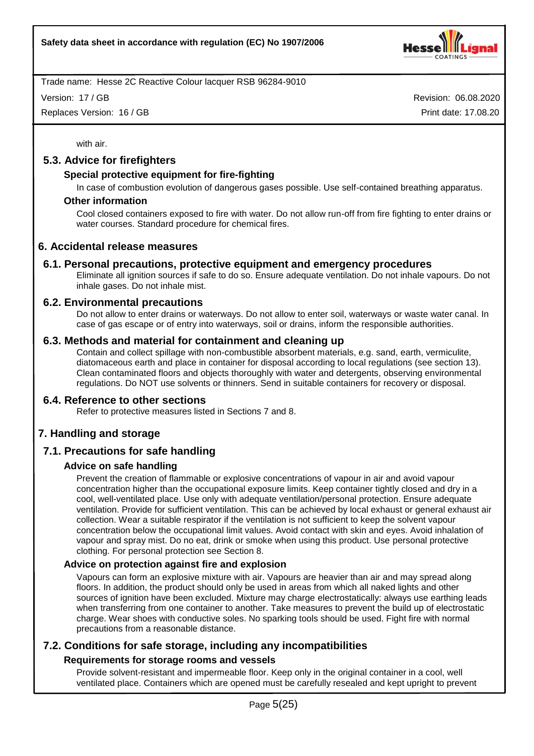with air.

### 5.3. Advice for firefighters

#### Special protective equipment for fire-fighting

In case of combustion evolution of dangerous gases possible. Use self-contained breathing apparatus.

#### Other information

Cool closed containers exposed to fire with water. Do not allow run-off from fire fighting to enter drains or water courses. Standard procedure for chemical fires.

## 6. Accidental release measures

### 6.1. Personal precautions, protective equipment and emergency procedures

Eliminate all ignition sources if safe to do so. Ensure adequate ventilation. Do not inhale vapours. Do not inhale gases. Do not inhale mist.

### 6.2. Environmental precautions

Do not allow to enter drains or waterways. Do not allow to enter soil, waterways or waste water canal. In case of gas escape or of entry into waterways, soil or drains, inform the responsible authorities.

### 6.3. Methods and material for containment and cleaning up

Contain and collect spillage with non-combustible absorbent materials, e.g. sand, earth, vermiculite, diatomaceous earth and place in container for disposal according to local regulations (see section 13). Clean contaminated floors and objects thoroughly with water and detergents, observing environmental regulations. Do NOT use solvents or thinners. Send in suitable containers for recovery or disposal.

### 6.4. Reference to other sections

Refer to protective measures listed in Sections 7 and 8.

## 7. Handling and storage

### 7.1. Precautions for safe handling

#### Advice on safe handling

Prevent the creation of flammable or explosive concentrations of vapour in air and avoid vapour concentration higher than the occupational exposure limits. Keep container tightly closed and dry in a cool, well-ventilated place. Use only with adequate ventilation/personal protection. Ensure adequate ventilation. Provide for sufficient ventilation. This can be achieved by local exhaust or general exhaust air collection. Wear a suitable respirator if the ventilation is not sufficient to keep the solvent vapour concentration below the occupational limit values. Avoid contact with skin and eyes. Avoid inhalation of vapour and spray mist. Do no eat, drink or smoke when using this product. Use personal protective clothing. For personal protection see Section 8.

#### Advice on protection against fire and explosion

Vapours can form an explosive mixture with air. Vapours are heavier than air and may spread along floors. In addition, the product should only be used in areas from which all naked lights and other sources of ignition have been excluded. Mixture may charge electrostatically: always use earthing leads when transferring from one container to another. Take measures to prevent the build up of electrostatic charge. Wear shoes with conductive soles. No sparking tools should be used. Fight fire with normal precautions from a reasonable distance.

### 7.2. Conditions for safe storage, including any incompatibilities

#### Requirements for storage rooms and vessels

Provide solvent-resistant and impermeable floor. Keep only in the original container in a cool, well ventilated place. Containers which are opened must be carefully resealed and kept upright to prevent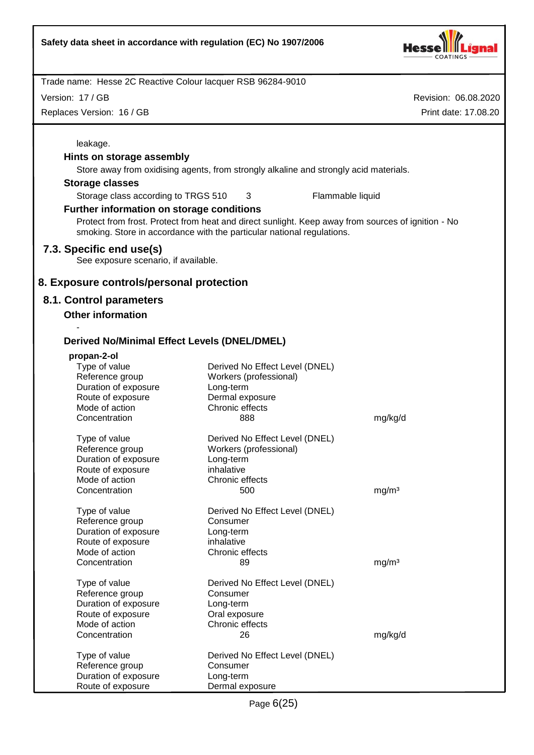leakage.

**Hints on storage assembly**

Store away from oxidising agents, from strongly alkaline and strongly acid materials.

**Storage classes**

| | | |
|---|---|---|
| Storage class according to TRGS 510 | 3 | Flammable liquid |

**Further information on storage conditions**

Protect from frost. Protect from heat and direct sunlight. Keep away from sources of ignition - No smoking. Store in accordance with the particular national regulations.

## 7.3. Specific end use(s)

See exposure scenario, if available.

# 8. Exposure controls/personal protection

## 8.1. Control parameters

**Other information**

-

**Derived No/Minimal Effect Levels (DNEL/DMEL)**

**propan-2-ol**

| | | |
|---|---|---|
| Type of value | Derived No Effect Level (DNEL) | |
| Reference group | Workers (professional) | |
| Duration of exposure | Long-term | |
| Route of exposure | Dermal exposure | |
| Mode of action | Chronic effects | |
| Concentration | 888 | mg/kg/d |

| | | |
|---|---|---|
| Type of value | Derived No Effect Level (DNEL) | |
| Reference group | Workers (professional) | |
| Duration of exposure | Long-term | |
| Route of exposure | inhalative | |
| Mode of action | Chronic effects | |
| Concentration | 500 | mg/m³ |

| | | |
|---|---|---|
| Type of value | Derived No Effect Level (DNEL) | |
| Reference group | Consumer | |
| Duration of exposure | Long-term | |
| Route of exposure | inhalative | |
| Mode of action | Chronic effects | |
| Concentration | 89 | mg/m³ |

| | | |
|---|---|---|
| Type of value | Derived No Effect Level (DNEL) | |
| Reference group | Consumer | |
| Duration of exposure | Long-term | |
| Route of exposure | Oral exposure | |
| Mode of action | Chronic effects | |
| Concentration | 26 | mg/kg/d |

| | |
|---|---|
| Type of value | Derived No Effect Level (DNEL) |
| Reference group | Consumer |
| Duration of exposure | Long-term |
| Route of exposure | Dermal exposure |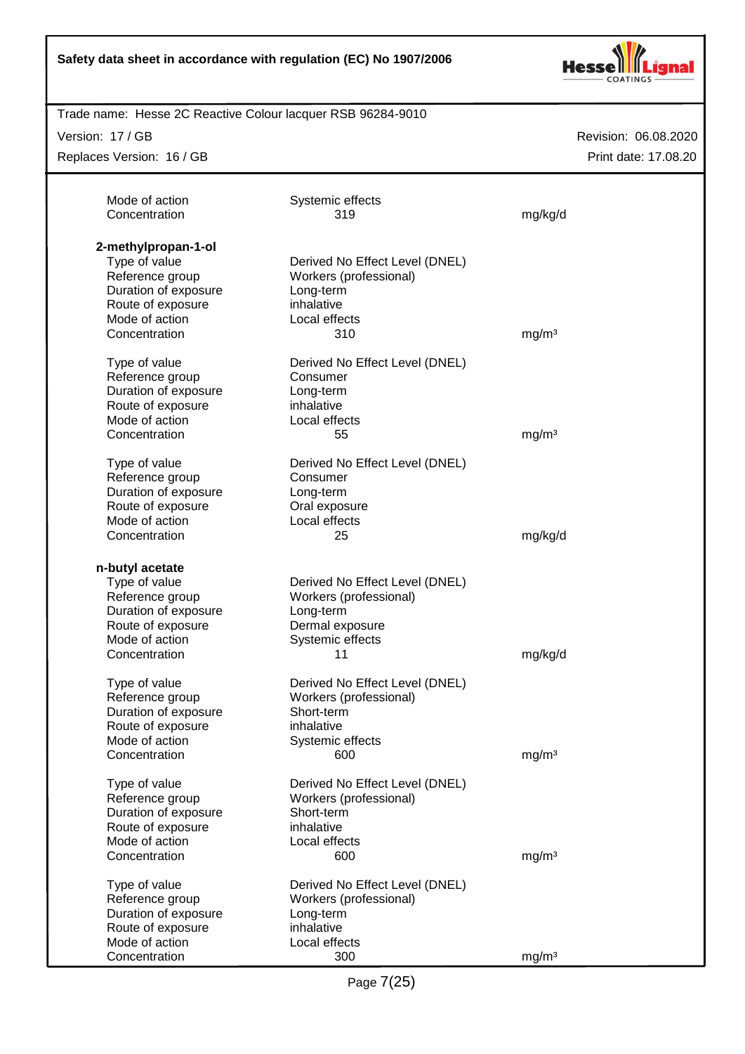| | | |
|---|---|---|
| Mode of action | Systemic effects | |
| Concentration | 319 | mg/kg/d |

**2-methylpropan-1-ol**

| | | |
|---|---|---|
| Type of value | Derived No Effect Level (DNEL) | |
| Reference group | Workers (professional) | |
| Duration of exposure | Long-term | |
| Route of exposure | inhalative | |
| Mode of action | Local effects | |
| Concentration | 310 | mg/m³ |

| | | |
|---|---|---|
| Type of value | Derived No Effect Level (DNEL) | |
| Reference group | Consumer | |
| Duration of exposure | Long-term | |
| Route of exposure | inhalative | |
| Mode of action | Local effects | |
| Concentration | 55 | mg/m³ |

| | | |
|---|---|---|
| Type of value | Derived No Effect Level (DNEL) | |
| Reference group | Consumer | |
| Duration of exposure | Long-term | |
| Route of exposure | Oral exposure | |
| Mode of action | Local effects | |
| Concentration | 25 | mg/kg/d |

**n-butyl acetate**

| | | |
|---|---|---|
| Type of value | Derived No Effect Level (DNEL) | |
| Reference group | Workers (professional) | |
| Duration of exposure | Long-term | |
| Route of exposure | Dermal exposure | |
| Mode of action | Systemic effects | |
| Concentration | 11 | mg/kg/d |

| | | |
|---|---|---|
| Type of value | Derived No Effect Level (DNEL) | |
| Reference group | Workers (professional) | |
| Duration of exposure | Short-term | |
| Route of exposure | inhalative | |
| Mode of action | Systemic effects | |
| Concentration | 600 | mg/m³ |

| | | |
|---|---|---|
| Type of value | Derived No Effect Level (DNEL) | |
| Reference group | Workers (professional) | |
| Duration of exposure | Short-term | |
| Route of exposure | inhalative | |
| Mode of action | Local effects | |
| Concentration | 600 | mg/m³ |

| | | |
|---|---|---|
| Type of value | Derived No Effect Level (DNEL) | |
| Reference group | Workers (professional) | |
| Duration of exposure | Long-term | |
| Route of exposure | inhalative | |
| Mode of action | Local effects | |
| Concentration | 300 | mg/m³ |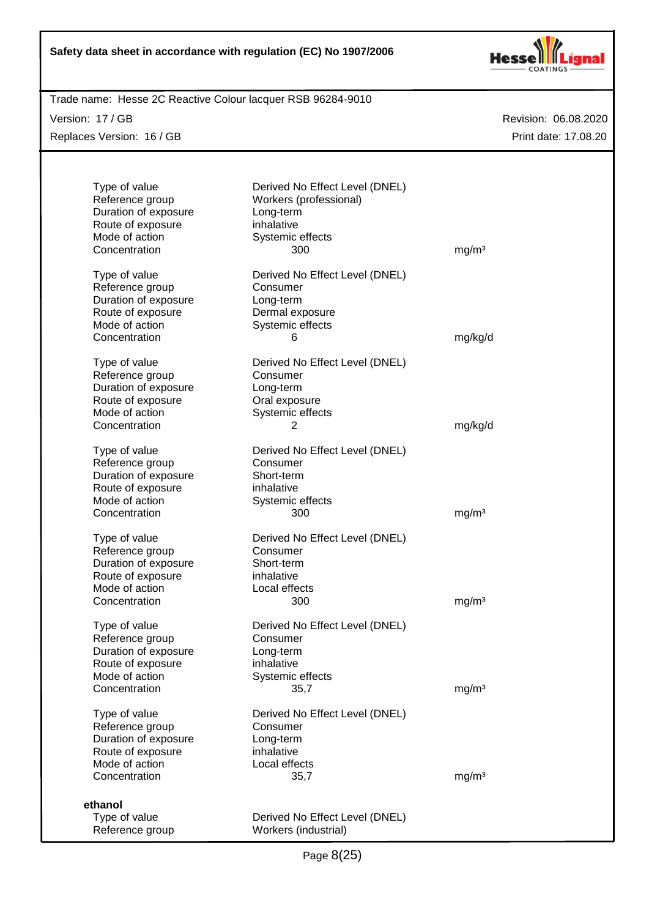| | | |
|---|---|---|
| Type of value | Derived No Effect Level (DNEL) | |
| Reference group | Workers (professional) | |
| Duration of exposure | Long-term | |
| Route of exposure | inhalative | |
| Mode of action | Systemic effects | |
| Concentration | 300 | mg/m³ |

| | | |
|---|---|---|
| Type of value | Derived No Effect Level (DNEL) | |
| Reference group | Consumer | |
| Duration of exposure | Long-term | |
| Route of exposure | Dermal exposure | |
| Mode of action | Systemic effects | |
| Concentration | 6 | mg/kg/d |

| | | |
|---|---|---|
| Type of value | Derived No Effect Level (DNEL) | |
| Reference group | Consumer | |
| Duration of exposure | Long-term | |
| Route of exposure | Oral exposure | |
| Mode of action | Systemic effects | |
| Concentration | 2 | mg/kg/d |

| | | |
|---|---|---|
| Type of value | Derived No Effect Level (DNEL) | |
| Reference group | Consumer | |
| Duration of exposure | Short-term | |
| Route of exposure | inhalative | |
| Mode of action | Systemic effects | |
| Concentration | 300 | mg/m³ |

| | | |
|---|---|---|
| Type of value | Derived No Effect Level (DNEL) | |
| Reference group | Consumer | |
| Duration of exposure | Short-term | |
| Route of exposure | inhalative | |
| Mode of action | Local effects | |
| Concentration | 300 | mg/m³ |

| | | |
|---|---|---|
| Type of value | Derived No Effect Level (DNEL) | |
| Reference group | Consumer | |
| Duration of exposure | Long-term | |
| Route of exposure | inhalative | |
| Mode of action | Systemic effects | |
| Concentration | 35,7 | mg/m³ |

| | | |
|---|---|---|
| Type of value | Derived No Effect Level (DNEL) | |
| Reference group | Consumer | |
| Duration of exposure | Long-term | |
| Route of exposure | inhalative | |
| Mode of action | Local effects | |
| Concentration | 35,7 | mg/m³ |

**ethanol**

| | |
|---|---|
| Type of value | Derived No Effect Level (DNEL) |
| Reference group | Workers (industrial) |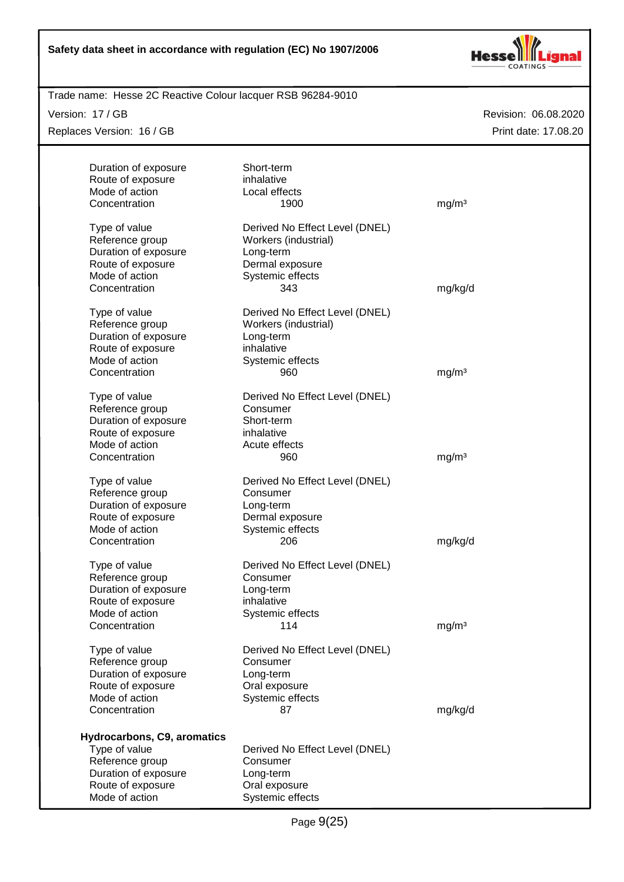| | | |
|---|---|---|
| Duration of exposure | Short-term | |
| Route of exposure | inhalative | |
| Mode of action | Local effects | |
| Concentration | 1900 | mg/m³ |
| | | |
| Type of value | Derived No Effect Level (DNEL) | |
| Reference group | Workers (industrial) | |
| Duration of exposure | Long-term | |
| Route of exposure | Dermal exposure | |
| Mode of action | Systemic effects | |
| Concentration | 343 | mg/kg/d |
| | | |
| Type of value | Derived No Effect Level (DNEL) | |
| Reference group | Workers (industrial) | |
| Duration of exposure | Long-term | |
| Route of exposure | inhalative | |
| Mode of action | Systemic effects | |
| Concentration | 960 | mg/m³ |
| | | |
| Type of value | Derived No Effect Level (DNEL) | |
| Reference group | Consumer | |
| Duration of exposure | Short-term | |
| Route of exposure | inhalative | |
| Mode of action | Acute effects | |
| Concentration | 960 | mg/m³ |
| | | |
| Type of value | Derived No Effect Level (DNEL) | |
| Reference group | Consumer | |
| Duration of exposure | Long-term | |
| Route of exposure | Dermal exposure | |
| Mode of action | Systemic effects | |
| Concentration | 206 | mg/kg/d |
| | | |
| Type of value | Derived No Effect Level (DNEL) | |
| Reference group | Consumer | |
| Duration of exposure | Long-term | |
| Route of exposure | inhalative | |
| Mode of action | Systemic effects | |
| Concentration | 114 | mg/m³ |
| | | |
| Type of value | Derived No Effect Level (DNEL) | |
| Reference group | Consumer | |
| Duration of exposure | Long-term | |
| Route of exposure | Oral exposure | |
| Mode of action | Systemic effects | |
| Concentration | 87 | mg/kg/d |

**Hydrocarbons, C9, aromatics**

| | | |
|---|---|---|
| Type of value | Derived No Effect Level (DNEL) | |
| Reference group | Consumer | |
| Duration of exposure | Long-term | |
| Route of exposure | Oral exposure | |
| Mode of action | Systemic effects | |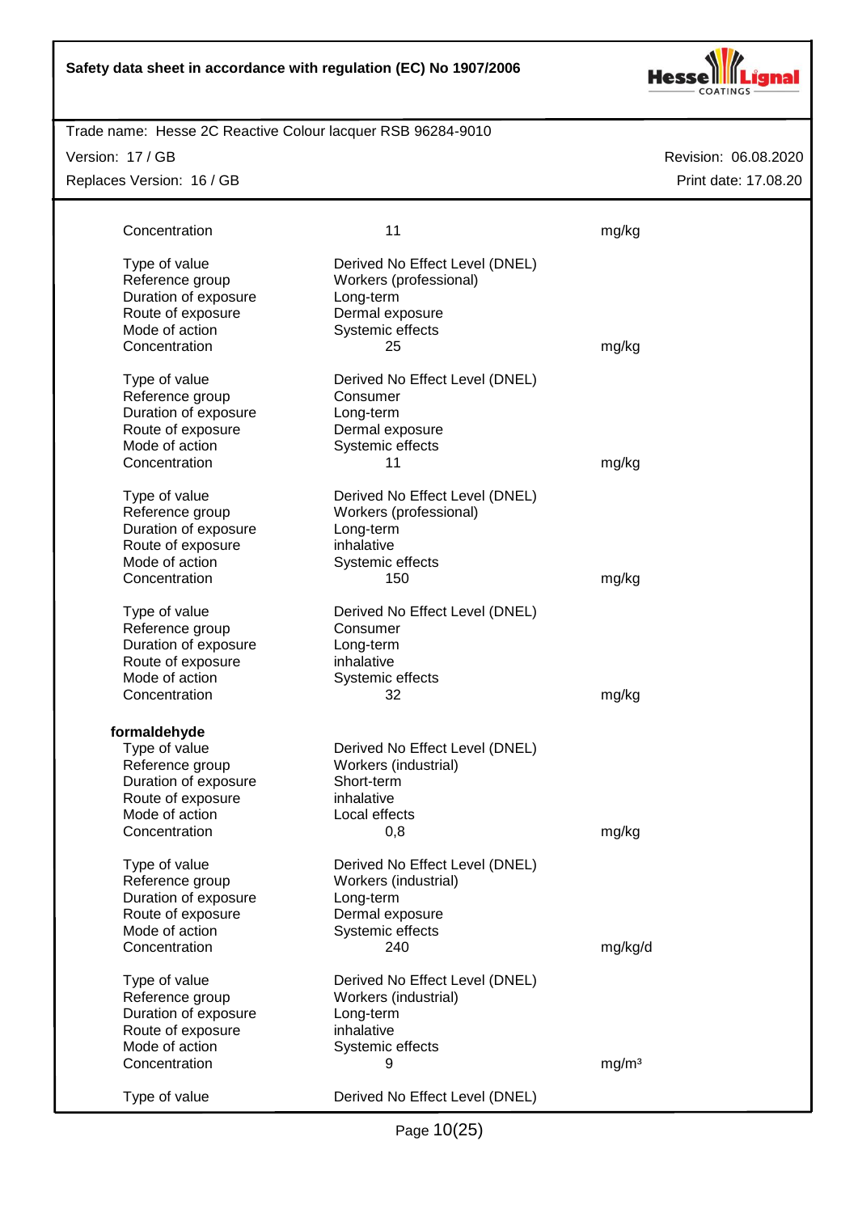| | | |
|---|---|---|
| Concentration | 11 | mg/kg |
| | | |
| Type of value | Derived No Effect Level (DNEL) | |
| Reference group | Workers (professional) | |
| Duration of exposure | Long-term | |
| Route of exposure | Dermal exposure | |
| Mode of action | Systemic effects | |
| Concentration | 25 | mg/kg |
| | | |
| Type of value | Derived No Effect Level (DNEL) | |
| Reference group | Consumer | |
| Duration of exposure | Long-term | |
| Route of exposure | Dermal exposure | |
| Mode of action | Systemic effects | |
| Concentration | 11 | mg/kg |
| | | |
| Type of value | Derived No Effect Level (DNEL) | |
| Reference group | Workers (professional) | |
| Duration of exposure | Long-term | |
| Route of exposure | inhalative | |
| Mode of action | Systemic effects | |
| Concentration | 150 | mg/kg |
| | | |
| Type of value | Derived No Effect Level (DNEL) | |
| Reference group | Consumer | |
| Duration of exposure | Long-term | |
| Route of exposure | inhalative | |
| Mode of action | Systemic effects | |
| Concentration | 32 | mg/kg |

**formaldehyde**

| | | |
|---|---|---|
| Type of value | Derived No Effect Level (DNEL) | |
| Reference group | Workers (industrial) | |
| Duration of exposure | Short-term | |
| Route of exposure | inhalative | |
| Mode of action | Local effects | |
| Concentration | 0,8 | mg/kg |
| | | |
| Type of value | Derived No Effect Level (DNEL) | |
| Reference group | Workers (industrial) | |
| Duration of exposure | Long-term | |
| Route of exposure | Dermal exposure | |
| Mode of action | Systemic effects | |
| Concentration | 240 | mg/kg/d |
| | | |
| Type of value | Derived No Effect Level (DNEL) | |
| Reference group | Workers (industrial) | |
| Duration of exposure | Long-term | |
| Route of exposure | inhalative | |
| Mode of action | Systemic effects | |
| Concentration | 9 | mg/m³ |
| | | |
| Type of value | Derived No Effect Level (DNEL) | |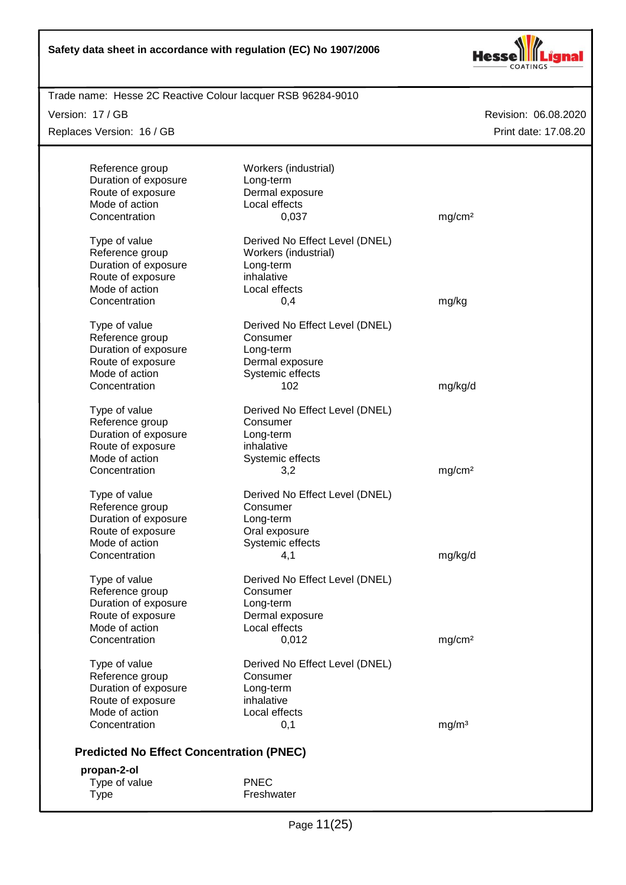Trade name: Hesse 2C Reactive Colour lacquer RSB 96284-9010

Version: 17 / GB — Revision: 06.08.2020

Replaces Version: 16 / GB — Print date: 17.08.20

| | | |
|---|---|---|
| Reference group | Workers (industrial) | |
| Duration of exposure | Long-term | |
| Route of exposure | Dermal exposure | |
| Mode of action | Local effects | |
| Concentration | 0,037 | mg/cm² |

| | | |
|---|---|---|
| Type of value | Derived No Effect Level (DNEL) | |
| Reference group | Workers (industrial) | |
| Duration of exposure | Long-term | |
| Route of exposure | inhalative | |
| Mode of action | Local effects | |
| Concentration | 0,4 | mg/kg |

| | | |
|---|---|---|
| Type of value | Derived No Effect Level (DNEL) | |
| Reference group | Consumer | |
| Duration of exposure | Long-term | |
| Route of exposure | Dermal exposure | |
| Mode of action | Systemic effects | |
| Concentration | 102 | mg/kg/d |

| | | |
|---|---|---|
| Type of value | Derived No Effect Level (DNEL) | |
| Reference group | Consumer | |
| Duration of exposure | Long-term | |
| Route of exposure | inhalative | |
| Mode of action | Systemic effects | |
| Concentration | 3,2 | mg/cm² |

| | | |
|---|---|---|
| Type of value | Derived No Effect Level (DNEL) | |
| Reference group | Consumer | |
| Duration of exposure | Long-term | |
| Route of exposure | Oral exposure | |
| Mode of action | Systemic effects | |
| Concentration | 4,1 | mg/kg/d |

| | | |
|---|---|---|
| Type of value | Derived No Effect Level (DNEL) | |
| Reference group | Consumer | |
| Duration of exposure | Long-term | |
| Route of exposure | Dermal exposure | |
| Mode of action | Local effects | |
| Concentration | 0,012 | mg/cm² |

| | | |
|---|---|---|
| Type of value | Derived No Effect Level (DNEL) | |
| Reference group | Consumer | |
| Duration of exposure | Long-term | |
| Route of exposure | inhalative | |
| Mode of action | Local effects | |
| Concentration | 0,1 | mg/m³ |

### Predicted No Effect Concentration (PNEC)

**propan-2-ol**

| | |
|---|---|
| Type of value | PNEC |
| Type | Freshwater |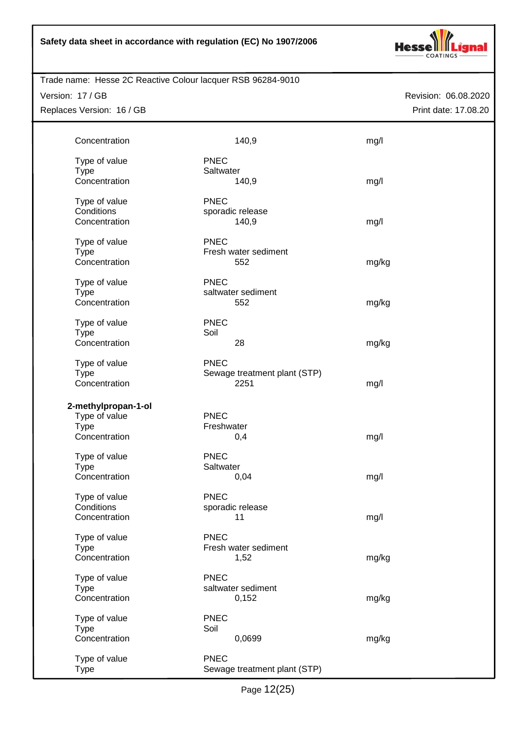| | | |
|---|---|---|
| Concentration | 140,9 | mg/l |
| | | |
| Type of value | PNEC | |
| Type | Saltwater | |
| Concentration | 140,9 | mg/l |
| | | |
| Type of value | PNEC | |
| Conditions | sporadic release | |
| Concentration | 140,9 | mg/l |
| | | |
| Type of value | PNEC | |
| Type | Fresh water sediment | |
| Concentration | 552 | mg/kg |
| | | |
| Type of value | PNEC | |
| Type | saltwater sediment | |
| Concentration | 552 | mg/kg |
| | | |
| Type of value | PNEC | |
| Type | Soil | |
| Concentration | 28 | mg/kg |
| | | |
| Type of value | PNEC | |
| Type | Sewage treatment plant (STP) | |
| Concentration | 2251 | mg/l |

**2-methylpropan-1-ol**

| | | |
|---|---|---|
| Type of value | PNEC | |
| Type | Freshwater | |
| Concentration | 0,4 | mg/l |
| | | |
| Type of value | PNEC | |
| Type | Saltwater | |
| Concentration | 0,04 | mg/l |
| | | |
| Type of value | PNEC | |
| Conditions | sporadic release | |
| Concentration | 11 | mg/l |
| | | |
| Type of value | PNEC | |
| Type | Fresh water sediment | |
| Concentration | 1,52 | mg/kg |
| | | |
| Type of value | PNEC | |
| Type | saltwater sediment | |
| Concentration | 0,152 | mg/kg |
| | | |
| Type of value | PNEC | |
| Type | Soil | |
| Concentration | 0,0699 | mg/kg |
| | | |
| Type of value | PNEC | |
| Type | Sewage treatment plant (STP) | |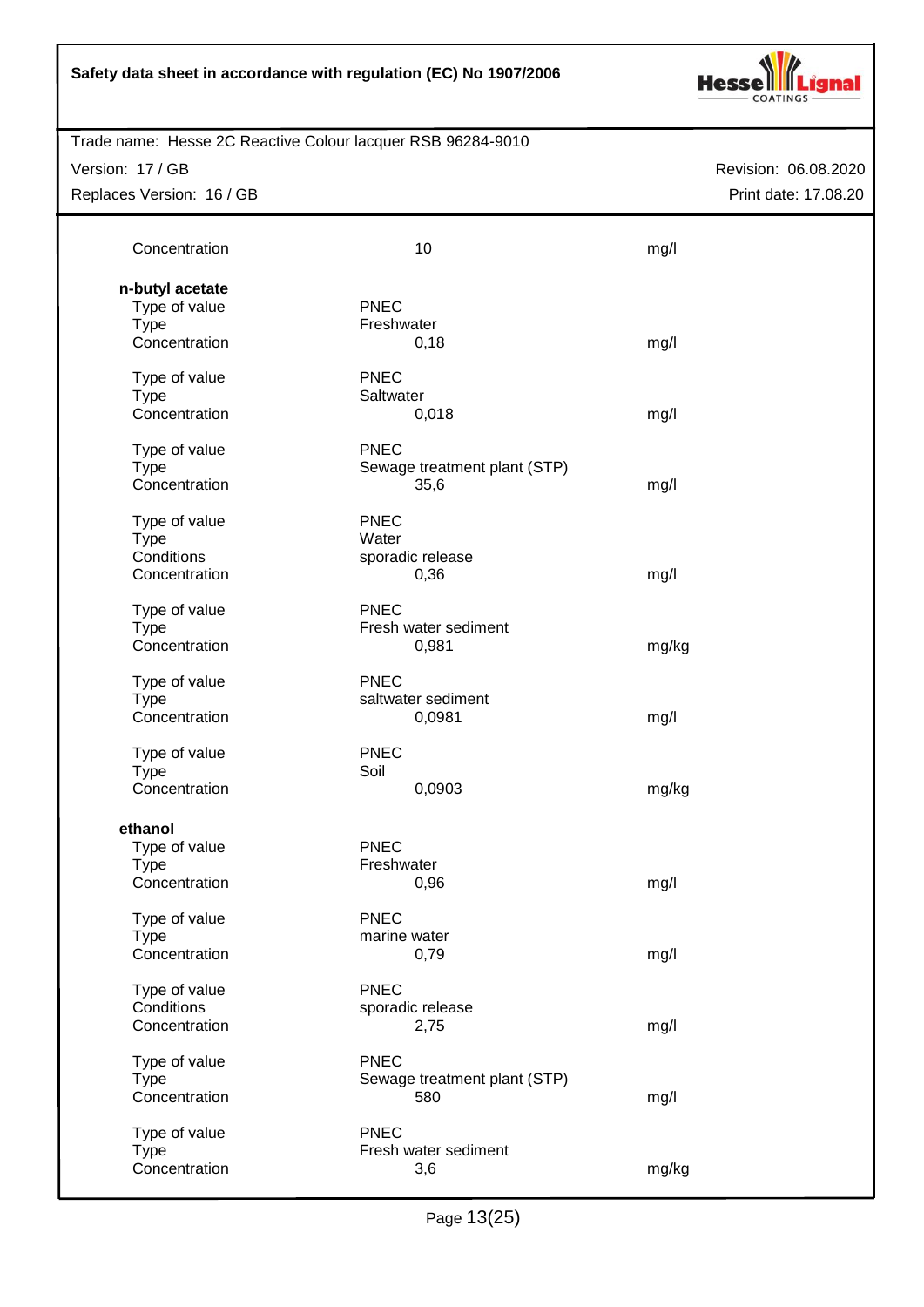| | | |
|---|---|---|
| Concentration | 10 | mg/l |

**n-butyl acetate**

| | | |
|---|---|---|
| Type of value | PNEC | |
| Type | Freshwater | |
| Concentration | 0,18 | mg/l |
| | | |
| Type of value | PNEC | |
| Type | Saltwater | |
| Concentration | 0,018 | mg/l |
| | | |
| Type of value | PNEC | |
| Type | Sewage treatment plant (STP) | |
| Concentration | 35,6 | mg/l |
| | | |
| Type of value | PNEC | |
| Type | Water | |
| Conditions | sporadic release | |
| Concentration | 0,36 | mg/l |
| | | |
| Type of value | PNEC | |
| Type | Fresh water sediment | |
| Concentration | 0,981 | mg/kg |
| | | |
| Type of value | PNEC | |
| Type | saltwater sediment | |
| Concentration | 0,0981 | mg/l |
| | | |
| Type of value | PNEC | |
| Type | Soil | |
| Concentration | 0,0903 | mg/kg |

**ethanol**

| | | |
|---|---|---|
| Type of value | PNEC | |
| Type | Freshwater | |
| Concentration | 0,96 | mg/l |
| | | |
| Type of value | PNEC | |
| Type | marine water | |
| Concentration | 0,79 | mg/l |
| | | |
| Type of value | PNEC | |
| Conditions | sporadic release | |
| Concentration | 2,75 | mg/l |
| | | |
| Type of value | PNEC | |
| Type | Sewage treatment plant (STP) | |
| Concentration | 580 | mg/l |
| | | |
| Type of value | PNEC | |
| Type | Fresh water sediment | |
| Concentration | 3,6 | mg/kg |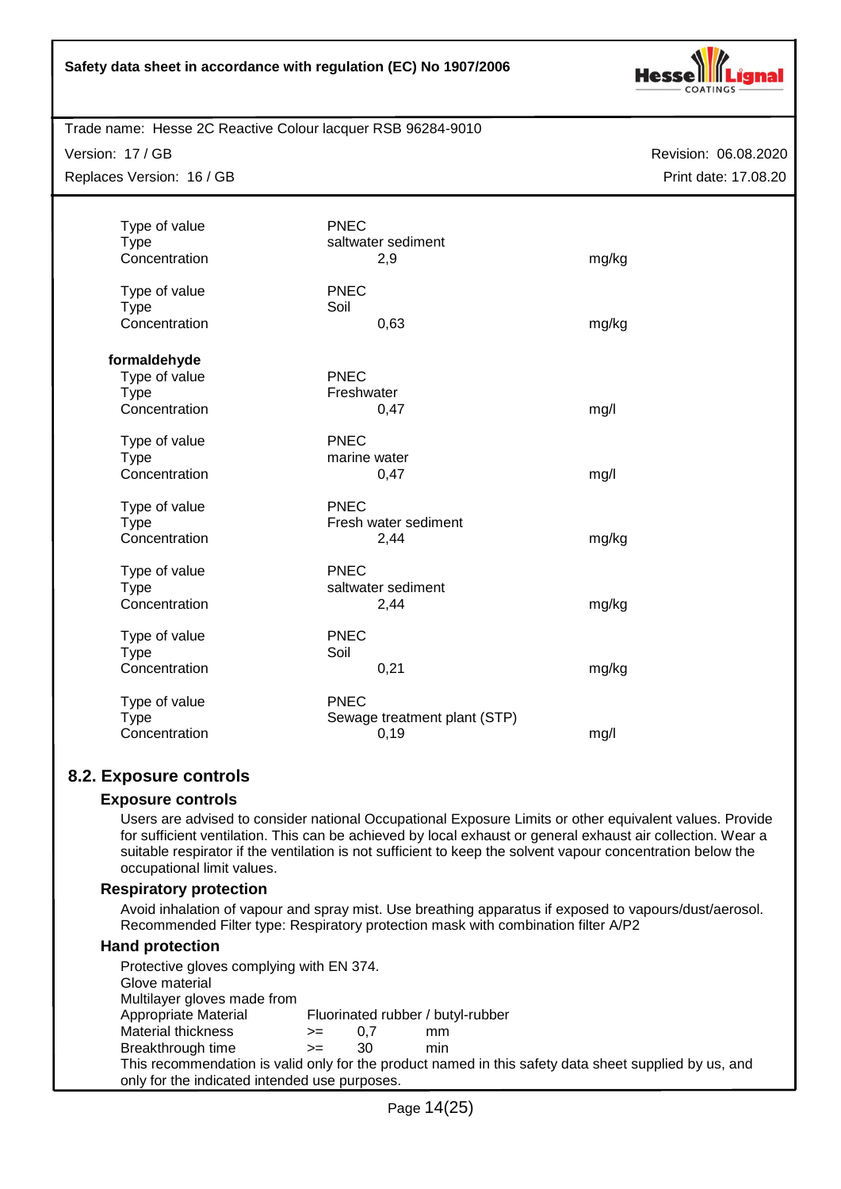| | | |
|---|---|---|
| Type of value | PNEC | |
| Type | saltwater sediment | |
| Concentration | 2,9 | mg/kg |
| | | |
| Type of value | PNEC | |
| Type | Soil | |
| Concentration | 0,63 | mg/kg |

**formaldehyde**

| | | |
|---|---|---|
| Type of value | PNEC | |
| Type | Freshwater | |
| Concentration | 0,47 | mg/l |
| | | |
| Type of value | PNEC | |
| Type | marine water | |
| Concentration | 0,47 | mg/l |
| | | |
| Type of value | PNEC | |
| Type | Fresh water sediment | |
| Concentration | 2,44 | mg/kg |
| | | |
| Type of value | PNEC | |
| Type | saltwater sediment | |
| Concentration | 2,44 | mg/kg |
| | | |
| Type of value | PNEC | |
| Type | Soil | |
| Concentration | 0,21 | mg/kg |
| | | |
| Type of value | PNEC | |
| Type | Sewage treatment plant (STP) | |
| Concentration | 0,19 | mg/l |

## 8.2. Exposure controls

### Exposure controls

Users are advised to consider national Occupational Exposure Limits or other equivalent values. Provide for sufficient ventilation. This can be achieved by local exhaust or general exhaust air collection. Wear a suitable respirator if the ventilation is not sufficient to keep the solvent vapour concentration below the occupational limit values.

### Respiratory protection

Avoid inhalation of vapour and spray mist. Use breathing apparatus if exposed to vapours/dust/aerosol. Recommended Filter type: Respiratory protection mask with combination filter A/P2

### Hand protection

Protective gloves complying with EN 374.
Glove material
Multilayer gloves made from

| | | | |
|---|---|---|---|
| Appropriate Material | Fluorinated rubber / butyl-rubber | | |
| Material thickness | >= | 0,7 | mm |
| Breakthrough time | >= | 30 | min |

This recommendation is valid only for the product named in this safety data sheet supplied by us, and only for the indicated intended use purposes.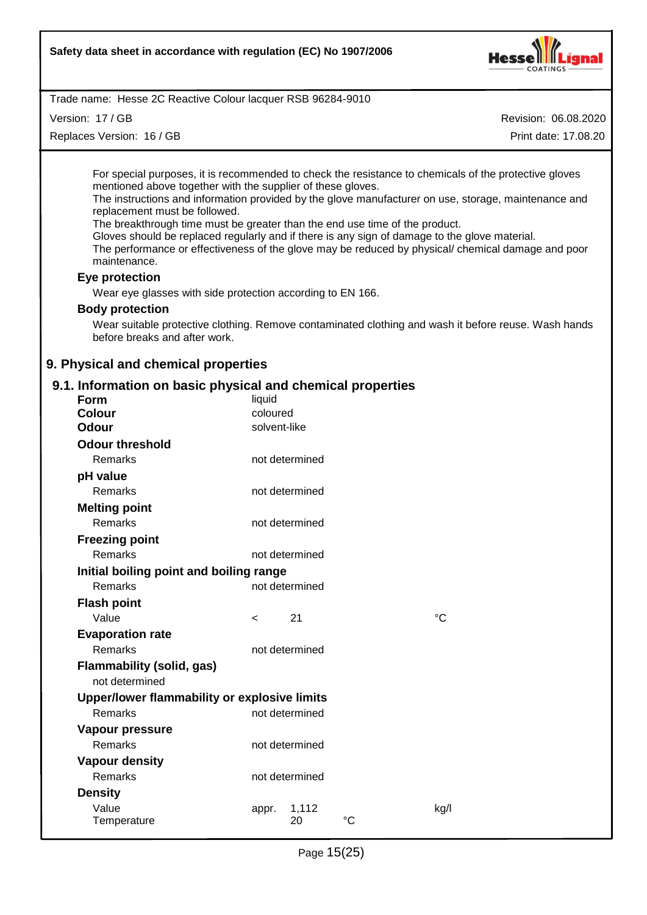For special purposes, it is recommended to check the resistance to chemicals of the protective gloves mentioned above together with the supplier of these gloves.
The instructions and information provided by the glove manufacturer on use, storage, maintenance and replacement must be followed.
The breakthrough time must be greater than the end use time of the product.
Gloves should be replaced regularly and if there is any sign of damage to the glove material.
The performance or effectiveness of the glove may be reduced by physical/ chemical damage and poor maintenance.

**Eye protection**

Wear eye glasses with side protection according to EN 166.

**Body protection**

Wear suitable protective clothing. Remove contaminated clothing and wash it before reuse. Wash hands before breaks and after work.

## 9. Physical and chemical properties

### 9.1. Information on basic physical and chemical properties

| | | | | |
|---|---|---|---|---|
| **Form** | liquid | | | |
| **Colour** | coloured | | | |
| **Odour** | solvent-like | | | |
| **Odour threshold** | | | | |
| Remarks | not determined | | | |
| **pH value** | | | | |
| Remarks | not determined | | | |
| **Melting point** | | | | |
| Remarks | not determined | | | |
| **Freezing point** | | | | |
| Remarks | not determined | | | |
| **Initial boiling point and boiling range** | | | | |
| Remarks | not determined | | | |
| **Flash point** | | | | |
| Value | < | 21 | | °C |
| **Evaporation rate** | | | | |
| Remarks | not determined | | | |
| **Flammability (solid, gas)** | | | | |
| not determined | | | | |
| **Upper/lower flammability or explosive limits** | | | | |
| Remarks | not determined | | | |
| **Vapour pressure** | | | | |
| Remarks | not determined | | | |
| **Vapour density** | | | | |
| Remarks | not determined | | | |
| **Density** | | | | |
| Value | appr. | 1,112 | | kg/l |
| Temperature | | 20 | °C | |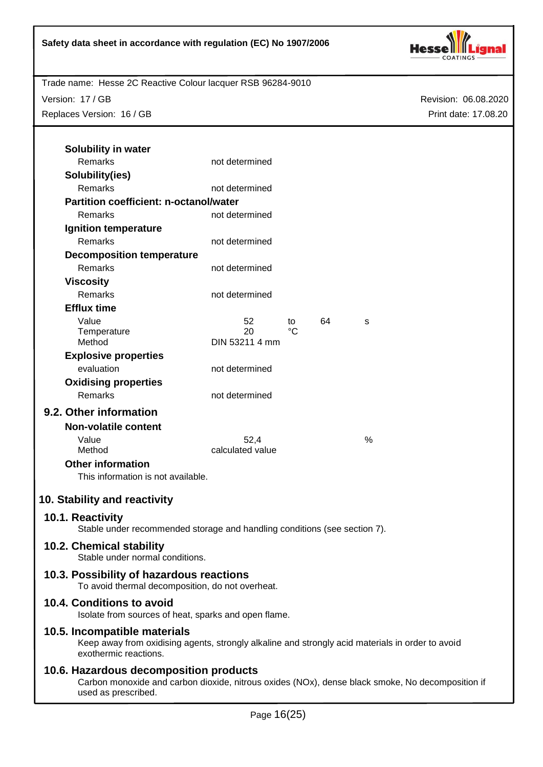**Solubility in water**

| | |
|---|---|
| Remarks | not determined |

**Solubility(ies)**

| | |
|---|---|
| Remarks | not determined |

**Partition coefficient: n-octanol/water**

| | |
|---|---|
| Remarks | not determined |

**Ignition temperature**

| | |
|---|---|
| Remarks | not determined |

**Decomposition temperature**

| | |
|---|---|
| Remarks | not determined |

**Viscosity**

| | |
|---|---|
| Remarks | not determined |

**Efflux time**

| | | | | |
|---|---|---|---|---|
| Value | 52 | to | 64 | s |
| Temperature | 20 | °C | | |
| Method | DIN 53211 4 mm | | | |

**Explosive properties**

| | |
|---|---|
| evaluation | not determined |

**Oxidising properties**

| | |
|---|---|
| Remarks | not determined |

### 9.2. Other information

**Non-volatile content**

| | | |
|---|---|---|
| Value | 52,4 | % |
| Method | calculated value | |

**Other information**

This information is not available.

## 10. Stability and reactivity

### 10.1. Reactivity

Stable under recommended storage and handling conditions (see section 7).

### 10.2. Chemical stability

Stable under normal conditions.

### 10.3. Possibility of hazardous reactions

To avoid thermal decomposition, do not overheat.

### 10.4. Conditions to avoid

Isolate from sources of heat, sparks and open flame.

### 10.5. Incompatible materials

Keep away from oxidising agents, strongly alkaline and strongly acid materials in order to avoid exothermic reactions.

### 10.6. Hazardous decomposition products

Carbon monoxide and carbon dioxide, nitrous oxides (NOx), dense black smoke, No decomposition if used as prescribed.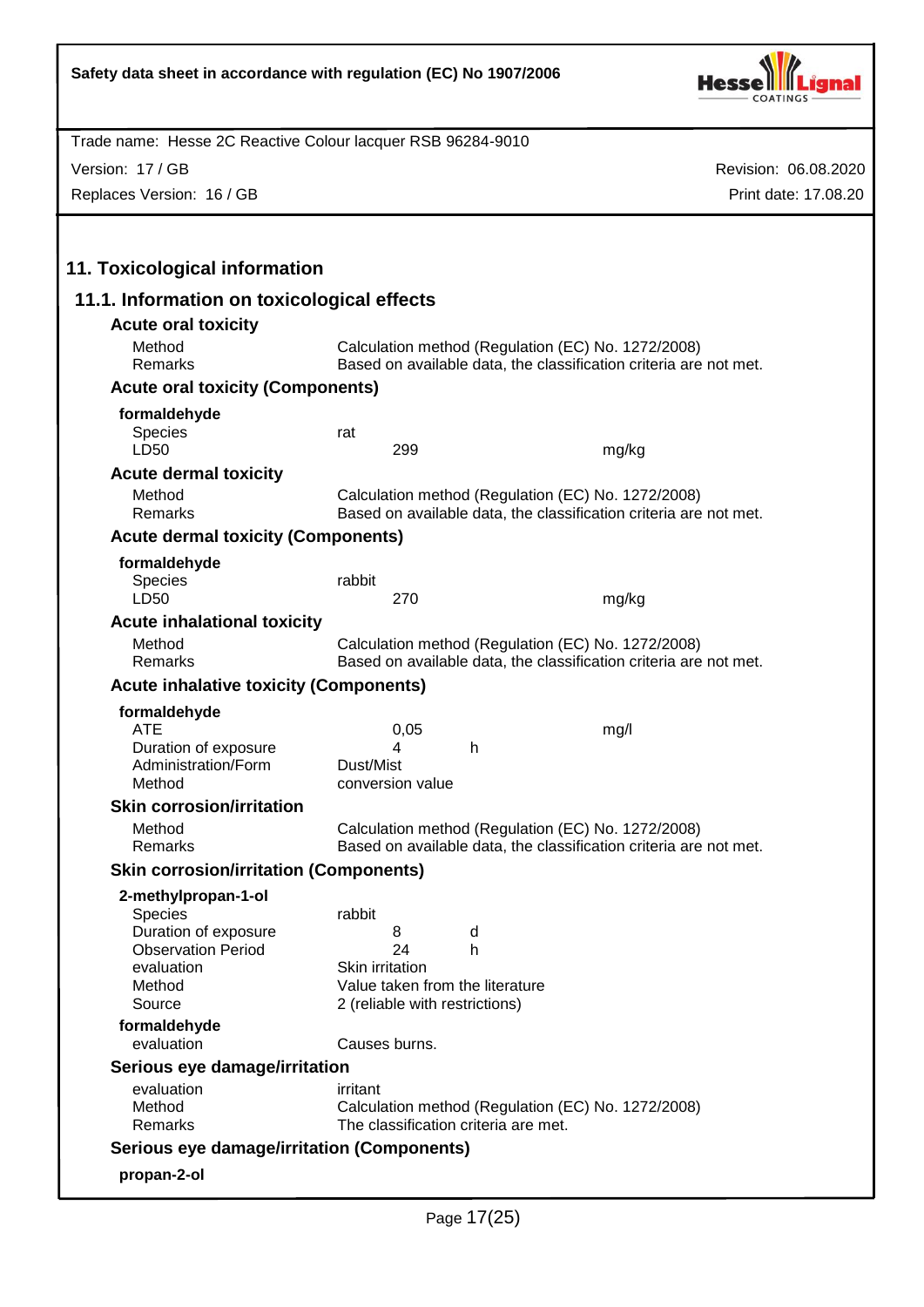## 11. Toxicological information

### 11.1. Information on toxicological effects

**Acute oral toxicity**

| | | |
|---|---|---|
| Method | Calculation method (Regulation (EC) No. 1272/2008) | |
| Remarks | Based on available data, the classification criteria are not met. | |

**Acute oral toxicity (Components)**

**formaldehyde**

| | | |
|---|---|---|
| Species | rat | |
| LD50 | 299 | mg/kg |

**Acute dermal toxicity**

| | |
|---|---|
| Method | Calculation method (Regulation (EC) No. 1272/2008) |
| Remarks | Based on available data, the classification criteria are not met. |

**Acute dermal toxicity (Components)**

**formaldehyde**

| | | |
|---|---|---|
| Species | rabbit | |
| LD50 | 270 | mg/kg |

**Acute inhalational toxicity**

| | |
|---|---|
| Method | Calculation method (Regulation (EC) No. 1272/2008) |
| Remarks | Based on available data, the classification criteria are not met. |

**Acute inhalative toxicity (Components)**

**formaldehyde**

| | | |
|---|---|---|
| ATE | 0,05 | mg/l |
| Duration of exposure | 4 h | |
| Administration/Form | Dust/Mist | |
| Method | conversion value | |

**Skin corrosion/irritation**

| | |
|---|---|
| Method | Calculation method (Regulation (EC) No. 1272/2008) |
| Remarks | Based on available data, the classification criteria are not met. |

**Skin corrosion/irritation (Components)**

**2-methylpropan-1-ol**

| | |
|---|---|
| Species | rabbit |
| Duration of exposure | 8 d |
| Observation Period | 24 h |
| evaluation | Skin irritation |
| Method | Value taken from the literature |
| Source | 2 (reliable with restrictions) |

**formaldehyde**

| | |
|---|---|
| evaluation | Causes burns. |

**Serious eye damage/irritation**

| | |
|---|---|
| evaluation | irritant |
| Method | Calculation method (Regulation (EC) No. 1272/2008) |
| Remarks | The classification criteria are met. |

**Serious eye damage/irritation (Components)**

**propan-2-ol**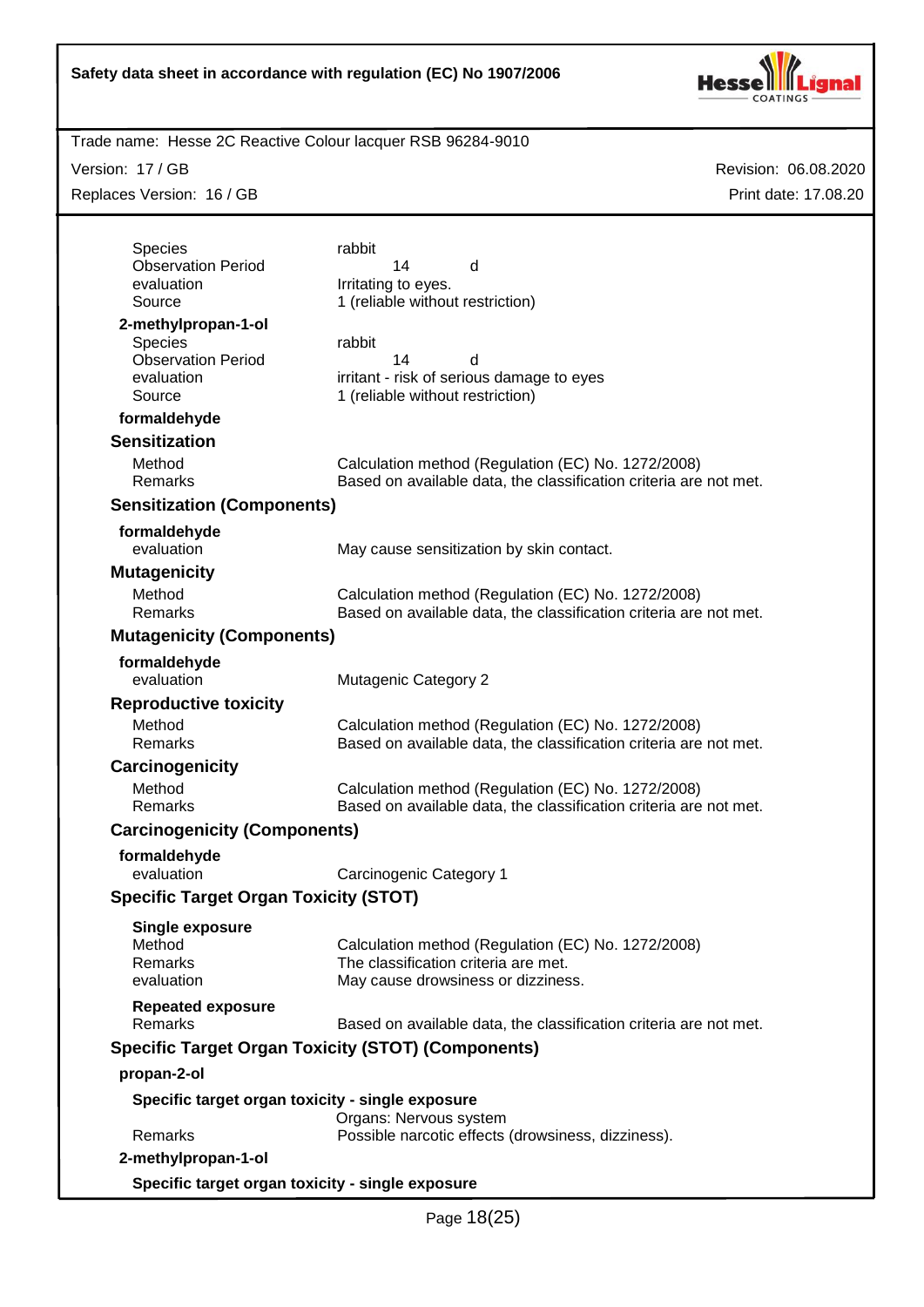| | |
|---|---|
| Species | rabbit |
| Observation Period | 14 d |
| evaluation | Irritating to eyes. |
| Source | 1 (reliable without restriction) |

**2-methylpropan-1-ol**

| | |
|---|---|
| Species | rabbit |
| Observation Period | 14 d |
| evaluation | irritant - risk of serious damage to eyes |
| Source | 1 (reliable without restriction) |

**formaldehyde**

## Sensitization

| | |
|---|---|
| Method | Calculation method (Regulation (EC) No. 1272/2008) |
| Remarks | Based on available data, the classification criteria are not met. |

## Sensitization (Components)

**formaldehyde**

| | |
|---|---|
| evaluation | May cause sensitization by skin contact. |

## Mutagenicity

| | |
|---|---|
| Method | Calculation method (Regulation (EC) No. 1272/2008) |
| Remarks | Based on available data, the classification criteria are not met. |

## Mutagenicity (Components)

**formaldehyde**

| | |
|---|---|
| evaluation | Mutagenic Category 2 |

## Reproductive toxicity

| | |
|---|---|
| Method | Calculation method (Regulation (EC) No. 1272/2008) |
| Remarks | Based on available data, the classification criteria are not met. |

## Carcinogenicity

| | |
|---|---|
| Method | Calculation method (Regulation (EC) No. 1272/2008) |
| Remarks | Based on available data, the classification criteria are not met. |

## Carcinogenicity (Components)

**formaldehyde**

| | |
|---|---|
| evaluation | Carcinogenic Category 1 |

## Specific Target Organ Toxicity (STOT)

**Single exposure**

| | |
|---|---|
| Method | Calculation method (Regulation (EC) No. 1272/2008) |
| Remarks | The classification criteria are met. |
| evaluation | May cause drowsiness or dizziness. |

**Repeated exposure**

| | |
|---|---|
| Remarks | Based on available data, the classification criteria are not met. |

## Specific Target Organ Toxicity (STOT) (Components)

**propan-2-ol**

**Specific target organ toxicity - single exposure**

| | |
|---|---|
| | Organs: Nervous system |
| Remarks | Possible narcotic effects (drowsiness, dizziness). |

**2-methylpropan-1-ol**

**Specific target organ toxicity - single exposure**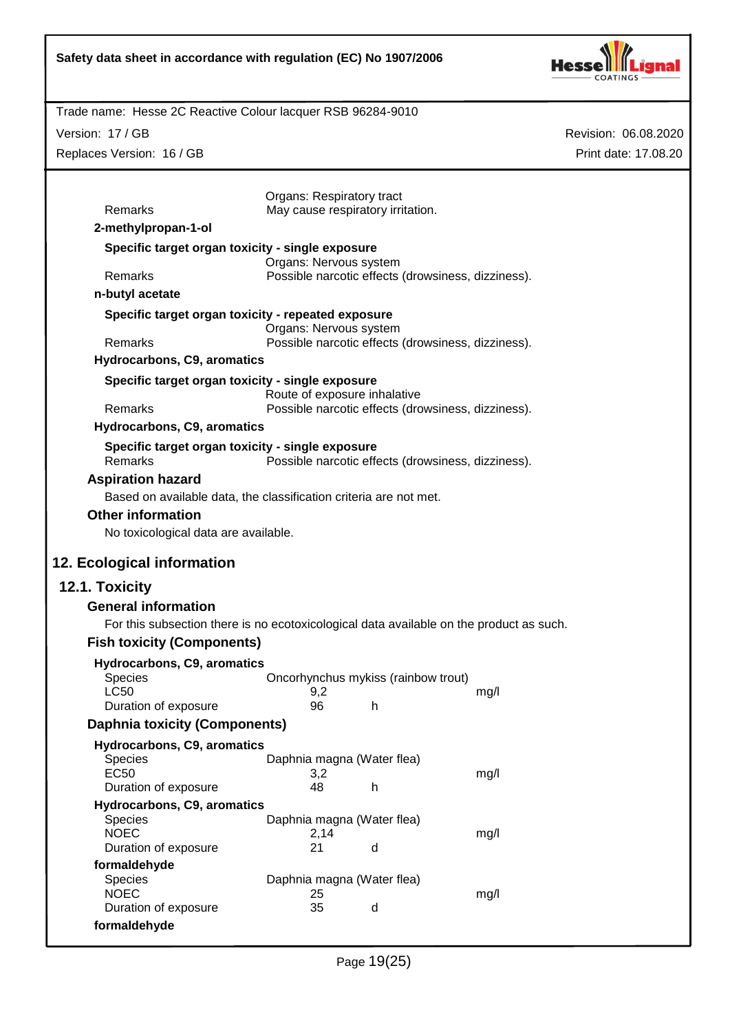| | |
|---|---|
| | Organs: Respiratory tract |
| Remarks | May cause respiratory irritation. |

**2-methylpropan-1-ol**

**Specific target organ toxicity - single exposure**

| | |
|---|---|
| | Organs: Nervous system |
| Remarks | Possible narcotic effects (drowsiness, dizziness). |

**n-butyl acetate**

**Specific target organ toxicity - repeated exposure**

| | |
|---|---|
| | Organs: Nervous system |
| Remarks | Possible narcotic effects (drowsiness, dizziness). |

**Hydrocarbons, C9, aromatics**

**Specific target organ toxicity - single exposure**

| | |
|---|---|
| | Route of exposure inhalative |
| Remarks | Possible narcotic effects (drowsiness, dizziness). |

**Hydrocarbons, C9, aromatics**

**Specific target organ toxicity - single exposure**

| | |
|---|---|
| Remarks | Possible narcotic effects (drowsiness, dizziness). |

### Aspiration hazard

Based on available data, the classification criteria are not met.

### Other information

No toxicological data are available.

## 12. Ecological information

## 12.1. Toxicity

### General information

For this subsection there is no ecotoxicological data available on the product as such.

### Fish toxicity (Components)

**Hydrocarbons, C9, aromatics**

| | | | |
|---|---|---|---|
| Species | Oncorhynchus mykiss (rainbow trout) | | |
| LC50 | 9,2 | | mg/l |
| Duration of exposure | 96 | h | |

### Daphnia toxicity (Components)

**Hydrocarbons, C9, aromatics**

| | | | |
|---|---|---|---|
| Species | Daphnia magna (Water flea) | | |
| EC50 | 3,2 | | mg/l |
| Duration of exposure | 48 | h | |

**Hydrocarbons, C9, aromatics**

| | | | |
|---|---|---|---|
| Species | Daphnia magna (Water flea) | | |
| NOEC | 2,14 | | mg/l |
| Duration of exposure | 21 | d | |

**formaldehyde**

| | | | |
|---|---|---|---|
| Species | Daphnia magna (Water flea) | | |
| NOEC | 25 | | mg/l |
| Duration of exposure | 35 | d | |

**formaldehyde**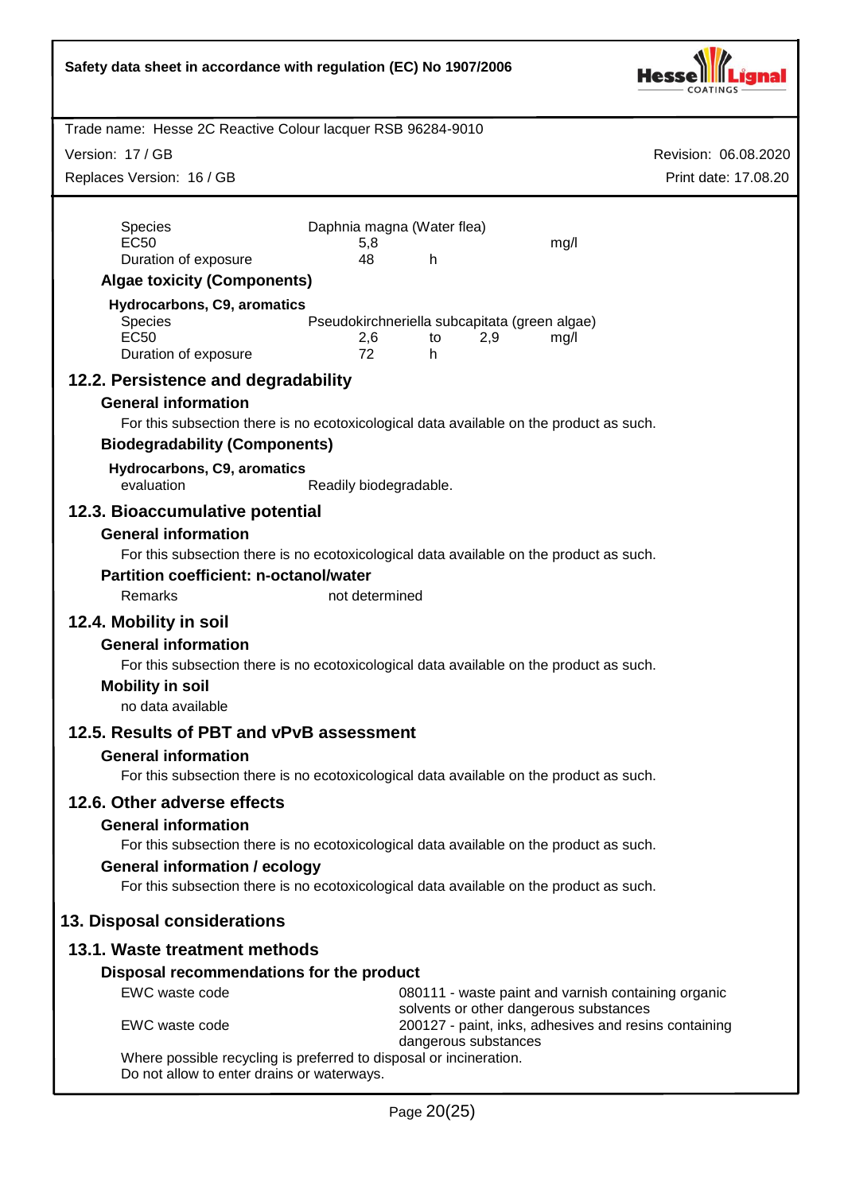| | | | | |
|---|---|---|---|---|
| Species | Daphnia magna (Water flea) | | | |
| EC50 | 5,8 | | | mg/l |
| Duration of exposure | 48 | h | | |

**Algae toxicity (Components)**

**Hydrocarbons, C9, aromatics**

| | | | | |
|---|---|---|---|---|
| Species | Pseudokirchneriella subcapitata (green algae) | | | |
| EC50 | 2,6 | to | 2,9 | mg/l |
| Duration of exposure | 72 | h | | |

## 12.2. Persistence and degradability

**General information**

For this subsection there is no ecotoxicological data available on the product as such.

**Biodegradability (Components)**

**Hydrocarbons, C9, aromatics**

evaluation: Readily biodegradable.

## 12.3. Bioaccumulative potential

**General information**

For this subsection there is no ecotoxicological data available on the product as such.

**Partition coefficient: n-octanol/water**

Remarks: not determined

## 12.4. Mobility in soil

**General information**

For this subsection there is no ecotoxicological data available on the product as such.

**Mobility in soil**

no data available

## 12.5. Results of PBT and vPvB assessment

**General information**

For this subsection there is no ecotoxicological data available on the product as such.

## 12.6. Other adverse effects

**General information**

For this subsection there is no ecotoxicological data available on the product as such.

**General information / ecology**

For this subsection there is no ecotoxicological data available on the product as such.

# 13. Disposal considerations

## 13.1. Waste treatment methods

**Disposal recommendations for the product**

| | |
|---|---|
| EWC waste code | 080111 - waste paint and varnish containing organic solvents or other dangerous substances |
| EWC waste code | 200127 - paint, inks, adhesives and resins containing dangerous substances |

Where possible recycling is preferred to disposal or incineration.
Do not allow to enter drains or waterways.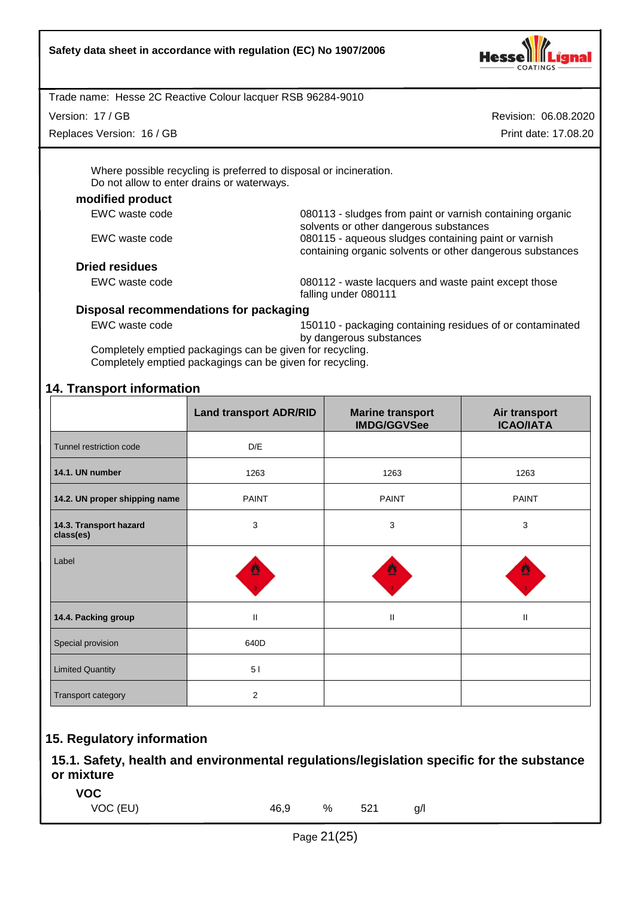Where possible recycling is preferred to disposal or incineration.
Do not allow to enter drains or waterways.

**modified product**

EWC waste code — 080113 - sludges from paint or varnish containing organic solvents or other dangerous substances

EWC waste code — 080115 - aqueous sludges containing paint or varnish containing organic solvents or other dangerous substances

**Dried residues**

EWC waste code — 080112 - waste lacquers and waste paint except those falling under 080111

**Disposal recommendations for packaging**

EWC waste code — 150110 - packaging containing residues of or contaminated by dangerous substances

Completely emptied packagings can be given for recycling.
Completely emptied packagings can be given for recycling.

## 14. Transport information

| | Land transport ADR/RID | Marine transport IMDG/GGVSee | Air transport ICAO/IATA |
|---|---|---|---|
| Tunnel restriction code | D/E | | |
| **14.1. UN number** | 1263 | 1263 | 1263 |
| **14.2. UN proper shipping name** | PAINT | PAINT | PAINT |
| **14.3. Transport hazard class(es)** | 3 | 3 | 3 |
| Label | | | |
| **14.4. Packing group** | II | II | II |
| Special provision | 640D | | |
| Limited Quantity | 5 l | | |
| Transport category | 2 | | |

## 15. Regulatory information

### 15.1. Safety, health and environmental regulations/legislation specific for the substance or mixture

**VOC**

| | | | | |
|---|---|---|---|---|
| VOC (EU) | 46,9 | % | 521 | g/l |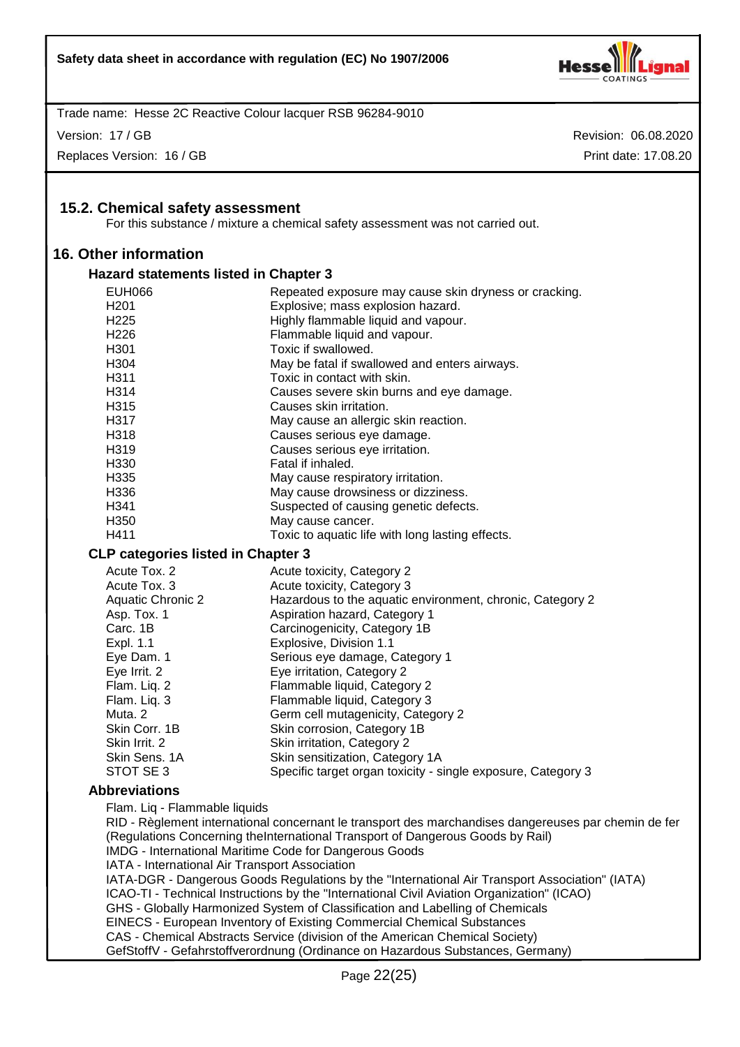## 15.2. Chemical safety assessment

For this substance / mixture a chemical safety assessment was not carried out.

# 16. Other information

### Hazard statements listed in Chapter 3

| | |
|---|---|
| EUH066 | Repeated exposure may cause skin dryness or cracking. |
| H201 | Explosive; mass explosion hazard. |
| H225 | Highly flammable liquid and vapour. |
| H226 | Flammable liquid and vapour. |
| H301 | Toxic if swallowed. |
| H304 | May be fatal if swallowed and enters airways. |
| H311 | Toxic in contact with skin. |
| H314 | Causes severe skin burns and eye damage. |
| H315 | Causes skin irritation. |
| H317 | May cause an allergic skin reaction. |
| H318 | Causes serious eye damage. |
| H319 | Causes serious eye irritation. |
| H330 | Fatal if inhaled. |
| H335 | May cause respiratory irritation. |
| H336 | May cause drowsiness or dizziness. |
| H341 | Suspected of causing genetic defects. |
| H350 | May cause cancer. |
| H411 | Toxic to aquatic life with long lasting effects. |

### CLP categories listed in Chapter 3

| | |
|---|---|
| Acute Tox. 2 | Acute toxicity, Category 2 |
| Acute Tox. 3 | Acute toxicity, Category 3 |
| Aquatic Chronic 2 | Hazardous to the aquatic environment, chronic, Category 2 |
| Asp. Tox. 1 | Aspiration hazard, Category 1 |
| Carc. 1B | Carcinogenicity, Category 1B |
| Expl. 1.1 | Explosive, Division 1.1 |
| Eye Dam. 1 | Serious eye damage, Category 1 |
| Eye Irrit. 2 | Eye irritation, Category 2 |
| Flam. Liq. 2 | Flammable liquid, Category 2 |
| Flam. Liq. 3 | Flammable liquid, Category 3 |
| Muta. 2 | Germ cell mutagenicity, Category 2 |
| Skin Corr. 1B | Skin corrosion, Category 1B |
| Skin Irrit. 2 | Skin irritation, Category 2 |
| Skin Sens. 1A | Skin sensitization, Category 1A |
| STOT SE 3 | Specific target organ toxicity - single exposure, Category 3 |

### Abbreviations

Flam. Liq - Flammable liquids
RID - Règlement international concernant le transport des marchandises dangereuses par chemin de fer (Regulations Concerning theInternational Transport of Dangerous Goods by Rail)
IMDG - International Maritime Code for Dangerous Goods
IATA - International Air Transport Association
IATA-DGR - Dangerous Goods Regulations by the "International Air Transport Association" (IATA)
ICAO-TI - Technical Instructions by the "International Civil Aviation Organization" (ICAO)
GHS - Globally Harmonized System of Classification and Labelling of Chemicals
EINECS - European Inventory of Existing Commercial Chemical Substances
CAS - Chemical Abstracts Service (division of the American Chemical Society)
GefStoffV - Gefahrstoffverordnung (Ordinance on Hazardous Substances, Germany)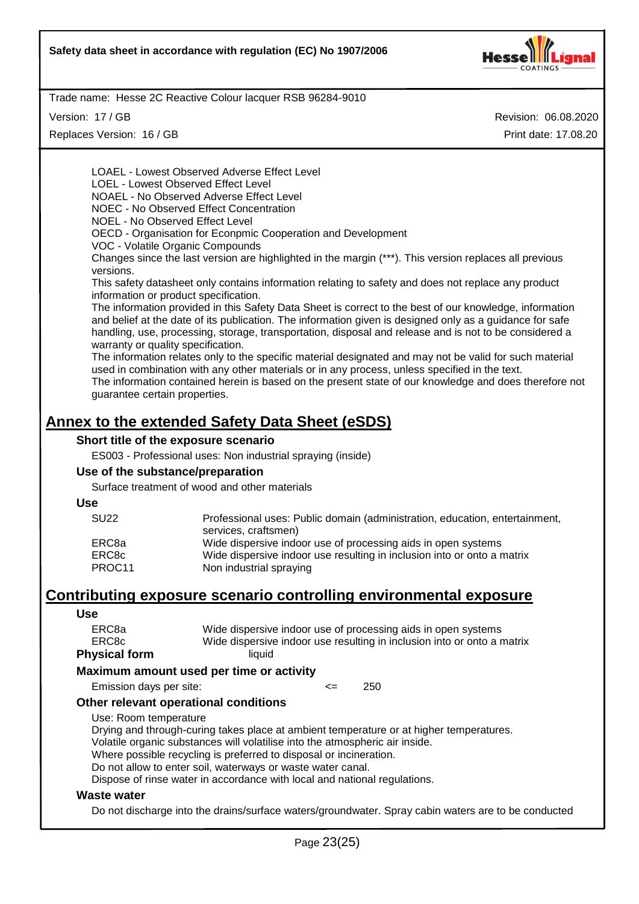LOAEL - Lowest Observed Adverse Effect Level
LOEL - Lowest Observed Effect Level
NOAEL - No Observed Adverse Effect Level
NOEC - No Observed Effect Concentration
NOEL - No Observed Effect Level
OECD - Organisation for Econpmic Cooperation and Development
VOC - Volatile Organic Compounds
Changes since the last version are highlighted in the margin (***). This version replaces all previous versions.
This safety datasheet only contains information relating to safety and does not replace any product information or product specification.
The information provided in this Safety Data Sheet is correct to the best of our knowledge, information and belief at the date of its publication. The information given is designed only as a guidance for safe handling, use, processing, storage, transportation, disposal and release and is not to be considered a warranty or quality specification.
The information relates only to the specific material designated and may not be valid for such material used in combination with any other materials or in any process, unless specified in the text.
The information contained herein is based on the present state of our knowledge and does therefore not guarantee certain properties.

# Annex to the extended Safety Data Sheet (eSDS)

### Short title of the exposure scenario

ES003 - Professional uses: Non industrial spraying (inside)

### Use of the substance/preparation

Surface treatment of wood and other materials

### Use

| | |
|---|---|
| SU22 | Professional uses: Public domain (administration, education, entertainment, services, craftsmen) |
| ERC8a | Wide dispersive indoor use of processing aids in open systems |
| ERC8c | Wide dispersive indoor use resulting in inclusion into or onto a matrix |
| PROC11 | Non industrial spraying |

# Contributing exposure scenario controlling environmental exposure

### Use

| | |
|---|---|
| ERC8a | Wide dispersive indoor use of processing aids in open systems |
| ERC8c | Wide dispersive indoor use resulting in inclusion into or onto a matrix |

**Physical form** liquid

### Maximum amount used per time or activity

Emission days per site: <= 250

### Other relevant operational conditions

Use: Room temperature
Drying and through-curing takes place at ambient temperature or at higher temperatures.
Volatile organic substances will volatilise into the atmospheric air inside.
Where possible recycling is preferred to disposal or incineration.
Do not allow to enter soil, waterways or waste water canal.
Dispose of rinse water in accordance with local and national regulations.

### Waste water

Do not discharge into the drains/surface waters/groundwater. Spray cabin waters are to be conducted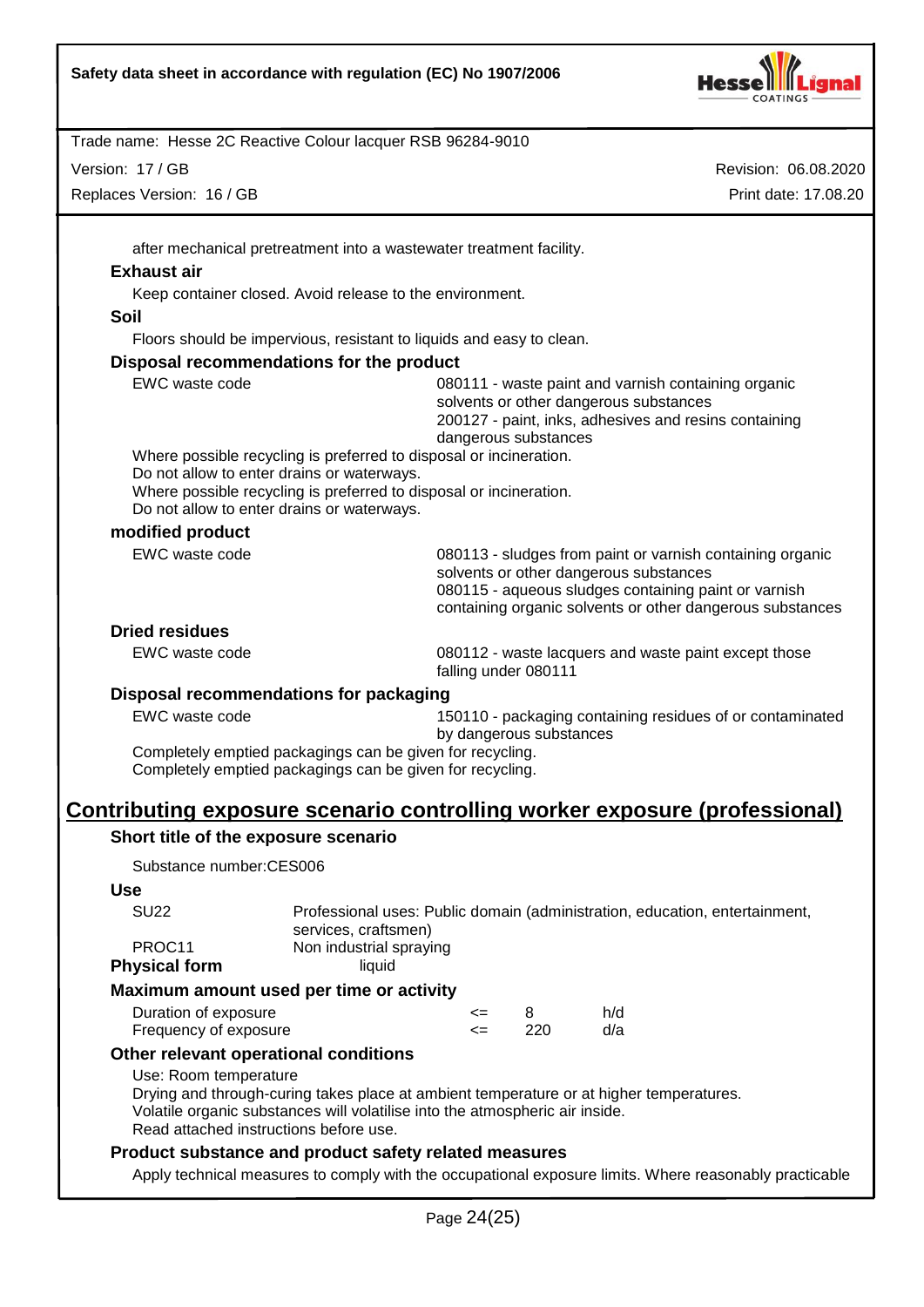after mechanical pretreatment into a wastewater treatment facility.

**Exhaust air**

Keep container closed. Avoid release to the environment.

**Soil**

Floors should be impervious, resistant to liquids and easy to clean.

**Disposal recommendations for the product**

| | |
|---|---|
| EWC waste code | 080111 - waste paint and varnish containing organic solvents or other dangerous substances<br>200127 - paint, inks, adhesives and resins containing dangerous substances |

Where possible recycling is preferred to disposal or incineration.
Do not allow to enter drains or waterways.
Where possible recycling is preferred to disposal or incineration.
Do not allow to enter drains or waterways.

**modified product**

| | |
|---|---|
| EWC waste code | 080113 - sludges from paint or varnish containing organic solvents or other dangerous substances<br>080115 - aqueous sludges containing paint or varnish containing organic solvents or other dangerous substances |

**Dried residues**

| | |
|---|---|
| EWC waste code | 080112 - waste lacquers and waste paint except those falling under 080111 |

**Disposal recommendations for packaging**

| | |
|---|---|
| EWC waste code | 150110 - packaging containing residues of or contaminated by dangerous substances |

Completely emptied packagings can be given for recycling.
Completely emptied packagings can be given for recycling.

## Contributing exposure scenario controlling worker exposure (professional)

**Short title of the exposure scenario**

Substance number:CES006

**Use**

| | |
|---|---|
| SU22 | Professional uses: Public domain (administration, education, entertainment, services, craftsmen) |
| PROC11 | Non industrial spraying |

**Physical form** liquid

**Maximum amount used per time or activity**

| | | | |
|---|---|---|---|
| Duration of exposure | <= | 8 | h/d |
| Frequency of exposure | <= | 220 | d/a |

**Other relevant operational conditions**

Use: Room temperature
Drying and through-curing takes place at ambient temperature or at higher temperatures.
Volatile organic substances will volatilise into the atmospheric air inside.
Read attached instructions before use.

**Product substance and product safety related measures**

Apply technical measures to comply with the occupational exposure limits. Where reasonably practicable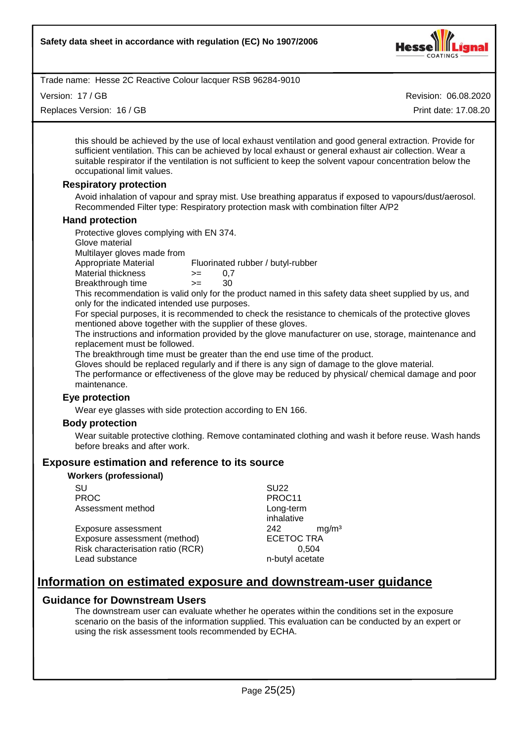this should be achieved by the use of local exhaust ventilation and good general extraction. Provide for sufficient ventilation. This can be achieved by local exhaust or general exhaust air collection. Wear a suitable respirator if the ventilation is not sufficient to keep the solvent vapour concentration below the occupational limit values.

### Respiratory protection

Avoid inhalation of vapour and spray mist. Use breathing apparatus if exposed to vapours/dust/aerosol. Recommended Filter type: Respiratory protection mask with combination filter A/P2

### Hand protection

Protective gloves complying with EN 374.

Glove material

Multilayer gloves made from

| | | |
|---|---|---|
| Appropriate Material | Fluorinated rubber / butyl-rubber | |
| Material thickness | >= | 0,7 |
| Breakthrough time | >= | 30 |

This recommendation is valid only for the product named in this safety data sheet supplied by us, and only for the indicated intended use purposes.

For special purposes, it is recommended to check the resistance to chemicals of the protective gloves mentioned above together with the supplier of these gloves.

The instructions and information provided by the glove manufacturer on use, storage, maintenance and replacement must be followed.

The breakthrough time must be greater than the end use time of the product.

Gloves should be replaced regularly and if there is any sign of damage to the glove material.

The performance or effectiveness of the glove may be reduced by physical/ chemical damage and poor maintenance.

### Eye protection

Wear eye glasses with side protection according to EN 166.

### Body protection

Wear suitable protective clothing. Remove contaminated clothing and wash it before reuse. Wash hands before breaks and after work.

## Exposure estimation and reference to its source

**Workers (professional)**

| | |
|---|---|
| SU | SU22 |
| PROC | PROC11 |
| Assessment method | Long-term inhalative |
| Exposure assessment | 242 mg/m³ |
| Exposure assessment (method) | ECETOC TRA |
| Risk characterisation ratio (RCR) | 0,504 |
| Lead substance | n-butyl acetate |

# Information on estimated exposure and downstream-user guidance

## Guidance for Downstream Users

The downstream user can evaluate whether he operates within the conditions set in the exposure scenario on the basis of the information supplied. This evaluation can be conducted by an expert or using the risk assessment tools recommended by ECHA.